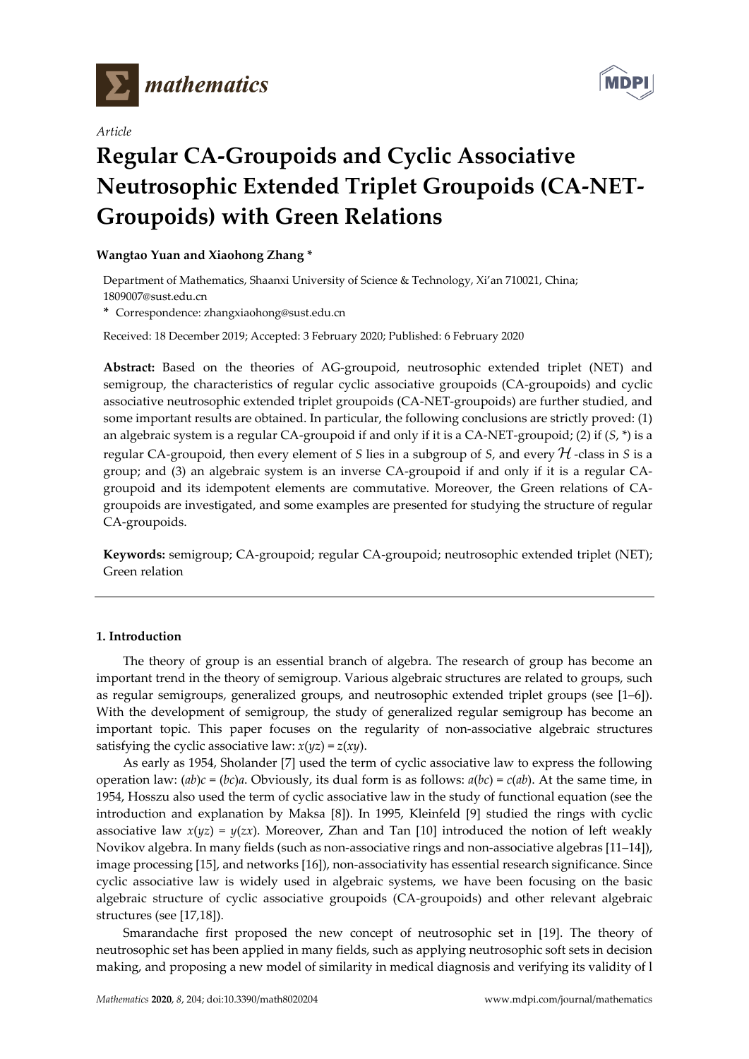*Article*

# Regular CA-Groupoids and Cyclic Associative Neutrosophic Extended Triplet Groupoids (CA-NET-Groupoids) with Green Relations

**Wangtao Yuan and Xiaohong Zhang ***

Department of Mathematics, Shaanxi University of Science & Technology, Xi'an 710021, China; 1809007@sust.edu.cn

**\*** Correspondence: zhangxiaohong@sust.edu.cn

Received: 18 December 2019; Accepted: 3 February 2020; Published: 6 February 2020

**Abstract:** Based on the theories of AG-groupoid, neutrosophic extended triplet (NET) and semigroup, the characteristics of regular cyclic associative groupoids (CA-groupoids) and cyclic associative neutrosophic extended triplet groupoids (CA-NET-groupoids) are further studied, and some important results are obtained. In particular, the following conclusions are strictly proved: (1) an algebraic system is a regular CA-groupoid if and only if it is a CA-NET-groupoid; (2) if ($S$, \*) is a regular CA-groupoid, then every element of $S$ lies in a subgroup of $S$, and every $\mathcal{H}$-class in $S$ is a group; and (3) an algebraic system is an inverse CA-groupoid if and only if it is a regular CA-groupoid and its idempotent elements are commutative. Moreover, the Green relations of CA-groupoids are investigated, and some examples are presented for studying the structure of regular CA-groupoids.

**Keywords:** semigroup; CA-groupoid; regular CA-groupoid; neutrosophic extended triplet (NET); Green relation

## 1. Introduction

The theory of group is an essential branch of algebra. The research of group has become an important trend in the theory of semigroup. Various algebraic structures are related to groups, such as regular semigroups, generalized groups, and neutrosophic extended triplet groups (see [1–6]). With the development of semigroup, the study of generalized regular semigroup has become an important topic. This paper focuses on the regularity of non-associative algebraic structures satisfying the cyclic associative law: $x(yz) = z(xy)$.

As early as 1954, Sholander [7] used the term of cyclic associative law to express the following operation law: $(ab)c = (bc)a$. Obviously, its dual form is as follows: $a(bc) = c(ab)$. At the same time, in 1954, Hosszu also used the term of cyclic associative law in the study of functional equation (see the introduction and explanation by Maksa [8]). In 1995, Kleinfeld [9] studied the rings with cyclic associative law $x(yz) = y(zx)$. Moreover, Zhan and Tan [10] introduced the notion of left weakly Novikov algebra. In many fields (such as non-associative rings and non-associative algebras [11–14]), image processing [15], and networks [16]), non-associativity has essential research significance. Since cyclic associative law is widely used in algebraic systems, we have been focusing on the basic algebraic structure of cyclic associative groupoids (CA-groupoids) and other relevant algebraic structures (see [17,18]).

Smarandache first proposed the new concept of neutrosophic set in [19]. The theory of neutrosophic set has been applied in many fields, such as applying neutrosophic soft sets in decision making, and proposing a new model of similarity in medical diagnosis and verifying its validity of l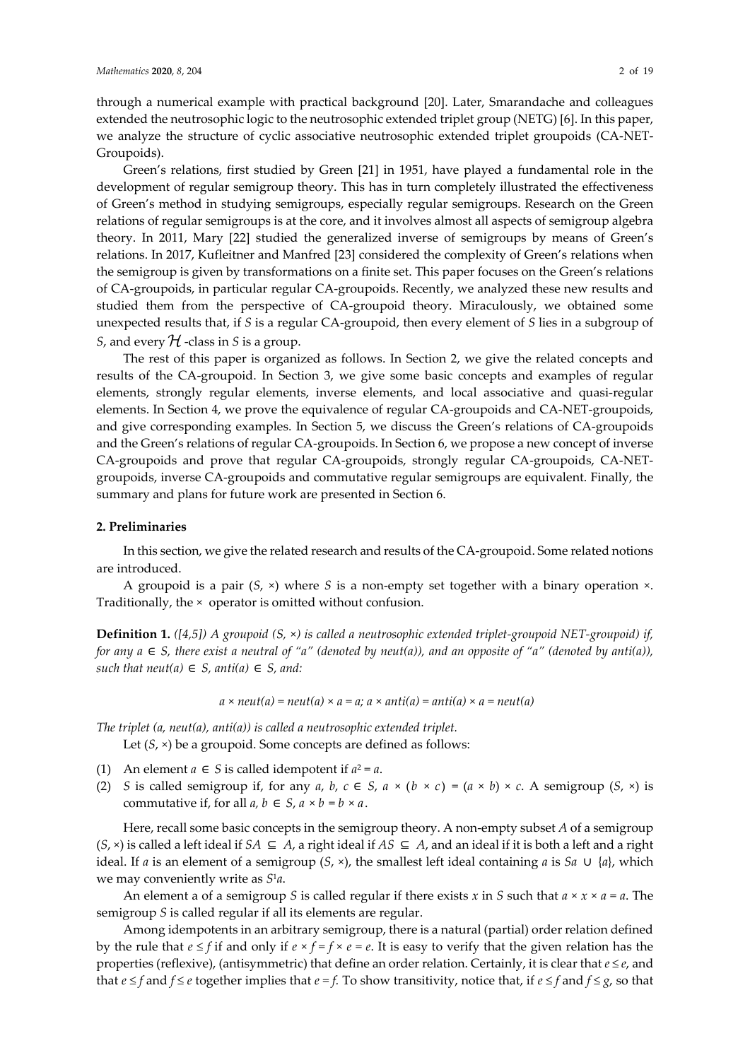through a numerical example with practical background [20]. Later, Smarandache and colleagues extended the neutrosophic logic to the neutrosophic extended triplet group (NETG) [6]. In this paper, we analyze the structure of cyclic associative neutrosophic extended triplet groupoids (CA-NET-Groupoids).

Green's relations, first studied by Green [21] in 1951, have played a fundamental role in the development of regular semigroup theory. This has in turn completely illustrated the effectiveness of Green's method in studying semigroups, especially regular semigroups. Research on the Green relations of regular semigroups is at the core, and it involves almost all aspects of semigroup algebra theory. In 2011, Mary [22] studied the generalized inverse of semigroups by means of Green's relations. In 2017, Kufleitner and Manfred [23] considered the complexity of Green's relations when the semigroup is given by transformations on a finite set. This paper focuses on the Green's relations of CA-groupoids, in particular regular CA-groupoids. Recently, we analyzed these new results and studied them from the perspective of CA-groupoid theory. Miraculously, we obtained some unexpected results that, if $S$ is a regular CA-groupoid, then every element of $S$ lies in a subgroup of $S$, and every $\mathcal{H}$-class in $S$ is a group.

The rest of this paper is organized as follows. In Section 2, we give the related concepts and results of the CA-groupoid. In Section 3, we give some basic concepts and examples of regular elements, strongly regular elements, inverse elements, and local associative and quasi-regular elements. In Section 4, we prove the equivalence of regular CA-groupoids and CA-NET-groupoids, and give corresponding examples. In Section 5, we discuss the Green's relations of CA-groupoids and the Green's relations of regular CA-groupoids. In Section 6, we propose a new concept of inverse CA-groupoids and prove that regular CA-groupoids, strongly regular CA-groupoids, CA-NET-groupoids, inverse CA-groupoids and commutative regular semigroups are equivalent. Finally, the summary and plans for future work are presented in Section 6.

## 2. Preliminaries

In this section, we give the related research and results of the CA-groupoid. Some related notions are introduced.

A groupoid is a pair $(S, \times)$ where $S$ is a non-empty set together with a binary operation $\times$. Traditionally, the $\times$ operator is omitted without confusion.

**Definition 1.** *([4,5]) A groupoid $(S, \times)$ is called a neutrosophic extended triplet-groupoid NET-groupoid) if, for any $a \in S$, there exist a neutral of "a" (denoted by neut(a)), and an opposite of "a" (denoted by anti(a)), such that neut(a) $\in S$, anti(a) $\in S$, and:*

$$a \times neut(a) = neut(a) \times a = a;\ a \times anti(a) = anti(a) \times a = neut(a)$$

*The triplet (a, neut(a), anti(a)) is called a neutrosophic extended triplet.*

Let $(S, \times)$ be a groupoid. Some concepts are defined as follows:

(1) An element $a \in S$ is called idempotent if $a^2 = a$.
(2) $S$ is called semigroup if, for any $a, b, c \in S$, $a \times (b \times c) = (a \times b) \times c$. A semigroup $(S, \times)$ is commutative if, for all $a, b \in S$, $a \times b = b \times a$.

Here, recall some basic concepts in the semigroup theory. A non-empty subset $A$ of a semigroup $(S, \times)$ is called a left ideal if $SA \subseteq A$, a right ideal if $AS \subseteq A$, and an ideal if it is both a left and a right ideal. If $a$ is an element of a semigroup $(S, \times)$, the smallest left ideal containing $a$ is $Sa \cup \{a\}$, which we may conveniently write as $S^1a$.

An element a of a semigroup $S$ is called regular if there exists $x$ in $S$ such that $a \times x \times a = a$. The semigroup $S$ is called regular if all its elements are regular.

Among idempotents in an arbitrary semigroup, there is a natural (partial) order relation defined by the rule that $e \le f$ if and only if $e \times f = f \times e = e$. It is easy to verify that the given relation has the properties (reflexive), (antisymmetric) that define an order relation. Certainly, it is clear that $e \le e$, and that $e \le f$ and $f \le e$ together implies that $e = f$. To show transitivity, notice that, if $e \le f$ and $f \le g$, so that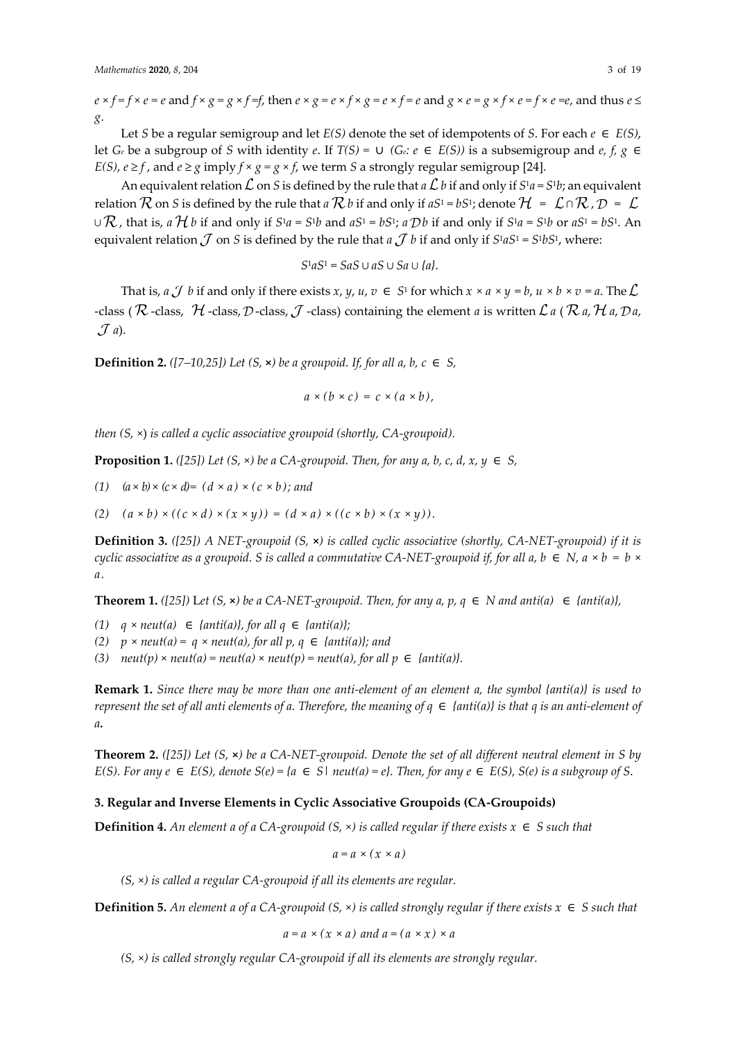$e \times f = f \times e = e$ and $f \times g = g \times f = f$, then $e \times g = e \times f \times g = e \times f = e$ and $g \times e = g \times f \times e = f \times e = e$, and thus $e \leq g$.

Let $S$ be a regular semigroup and let $E(S)$ denote the set of idempotents of $S$. For each $e \in E(S)$, let $G_e$ be a subgroup of $S$ with identity $e$. If $T(S) = \cup\ (G_e: e \in E(S))$ is a subsemigroup and $e, f, g \in E(S)$, $e \geq f$, and $e \geq g$ imply $f \times g = g \times f$, we term $S$ a strongly regular semigroup [24].

An equivalent relation $\mathcal{L}$ on $S$ is defined by the rule that $a\,\mathcal{L}\,b$ if and only if $S^1a = S^1b$; an equivalent relation $\mathcal{R}$ on $S$ is defined by the rule that $a\,\mathcal{R}\,b$ if and only if $aS^1 = bS^1$; denote $\mathcal{H} = \mathcal{L} \cap \mathcal{R}$, $\mathcal{D} = \mathcal{L} \cup \mathcal{R}$, that is, $a\,\mathcal{H}\,b$ if and only if $S^1a = S^1b$ and $aS^1 = bS^1$; $a\,\mathcal{D}b$ if and only if $S^1a = S^1b$ or $aS^1 = bS^1$. An equivalent relation $\mathcal{J}$ on $S$ is defined by the rule that $a\,\mathcal{J}\,b$ if and only if $S^1aS^1 = S^1bS^1$, where:

$$S^1aS^1 = SaS \cup aS \cup Sa \cup \{a\}.$$

That is, $a\,\mathcal{J}\,b$ if and only if there exists $x, y, u, v \in S^1$ for which $x \times a \times y = b$, $u \times b \times v = a$. The $\mathcal{L}$-class ($\mathcal{R}$-class, $\mathcal{H}$-class, $\mathcal{D}$-class, $\mathcal{J}$-class) containing the element $a$ is written $\mathcal{L}a$ ($\mathcal{R}a$, $\mathcal{H}a$, $\mathcal{D}a$, $\mathcal{J}a$).

**Definition 2.** *([7–10,25]) Let $(S, \times)$ be a groupoid. If, for all $a, b, c \in S$,*

$$a \times (b \times c) = c \times (a \times b),$$

*then $(S, \times)$ is called a cyclic associative groupoid (shortly, CA-groupoid).*

**Proposition 1.** *([25]) Let $(S, \times)$ be a CA-groupoid. Then, for any $a, b, c, d, x, y \in S$,*

*(1) $(a \times b) \times (c \times d) = (d \times a) \times (c \times b)$; and*

*(2) $(a \times b) \times ((c \times d) \times (x \times y)) = (d \times a) \times ((c \times b) \times (x \times y))$.*

**Definition 3.** *([25]) A NET-groupoid $(S, \times)$ is called cyclic associative (shortly, CA-NET-groupoid) if it is cyclic associative as a groupoid. S is called a commutative CA-NET-groupoid if, for all $a, b \in N$, $a \times b = b \times a$.*

**Theorem 1.** *([25]) Let $(S, \times)$ be a CA-NET-groupoid. Then, for any $a, p, q \in N$ and $anti(a) \in \{anti(a)\}$,*

*(1) $q \times neut(a) \in \{anti(a)\}$, for all $q \in \{anti(a)\}$;*
*(2) $p \times neut(a) = q \times neut(a)$, for all $p, q \in \{anti(a)\}$; and*
*(3) $neut(p) \times neut(a) = neut(a) \times neut(p) = neut(a)$, for all $p \in \{anti(a)\}$.*

**Remark 1.** *Since there may be more than one anti-element of an element a, the symbol $\{anti(a)\}$ is used to represent the set of all anti elements of a. Therefore, the meaning of $q \in \{anti(a)\}$ is that q is an anti-element of a.*

**Theorem 2.** *([25]) Let $(S, \times)$ be a CA-NET-groupoid. Denote the set of all different neutral element in S by $E(S)$. For any $e \in E(S)$, denote $S(e) = \{a \in S \mid neut(a) = e\}$. Then, for any $e \in E(S)$, $S(e)$ is a subgroup of S.*

## 3. Regular and Inverse Elements in Cyclic Associative Groupoids (CA-Groupoids)

**Definition 4.** *An element a of a CA-groupoid $(S, \times)$ is called regular if there exists $x \in S$ such that*

$$a = a \times (x \times a)$$

*$(S, \times)$ is called a regular CA-groupoid if all its elements are regular.*

**Definition 5.** *An element a of a CA-groupoid $(S, \times)$ is called strongly regular if there exists $x \in S$ such that*

$$a = a \times (x \times a) \text{ and } a = (a \times x) \times a$$

*$(S, \times)$ is called strongly regular CA-groupoid if all its elements are strongly regular.*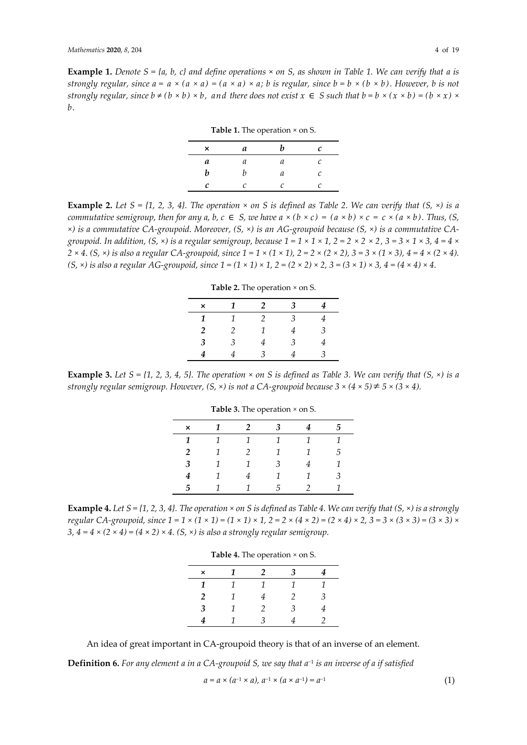**Example 1.** *Denote $S = \{a, b, c\}$ and define operations $\times$ on S, as shown in Table 1. We can verify that a is strongly regular, since $a = a \times (a \times a) = (a \times a) \times a$; b is regular, since $b = b \times (b \times b)$. However, b is not strongly regular, since $b \neq (b \times b) \times b$, and there does not exist $x \in S$ such that $b = b \times (x \times b) = (b \times x) \times b$.*

**Table 1.** The operation × on S.

| × | *a* | *b* | *c* |
|---|---|---|---|
| ***a*** | *a* | *a* | *c* |
| ***b*** | *b* | *a* | *c* |
| ***c*** | *c* | *c* | *c* |

**Example 2.** *Let $S = \{1, 2, 3, 4\}$. The operation $\times$ on S is defined as Table 2. We can verify that $(S, \times)$ is a commutative semigroup, then for any $a, b, c \in S$, we have $a \times (b \times c) = (a \times b) \times c = c \times (a \times b)$. Thus, $(S, \times)$ is a commutative CA-groupoid. Moreover, $(S, \times)$ is an AG-groupoid because $(S, \times)$ is a commutative CA-groupoid. In addition, $(S, \times)$ is a regular semigroup, because $1 = 1 \times 1 \times 1$, $2 = 2 \times 2 \times 2$, $3 = 3 \times 1 \times 3$, $4 = 4 \times 2 \times 4$. $(S, \times)$ is also a regular CA-groupoid, since $1 = 1 \times (1 \times 1)$, $2 = 2 \times (2 \times 2)$, $3 = 3 \times (1 \times 3)$, $4 = 4 \times (2 \times 4)$. $(S, \times)$ is also a regular AG-groupoid, since $1 = (1 \times 1) \times 1$, $2 = (2 \times 2) \times 2$, $3 = (3 \times 1) \times 3$, $4 = (4 \times 4) \times 4$.*

**Table 2.** The operation × on S.

| × | *1* | *2* | *3* | *4* |
|---|---|---|---|---|
| ***1*** | *1* | *2* | *3* | *4* |
| ***2*** | *2* | *1* | *4* | *3* |
| ***3*** | *3* | *4* | *3* | *4* |
| ***4*** | *4* | *3* | *4* | *3* |

**Example 3.** *Let $S = \{1, 2, 3, 4, 5\}$. The operation $\times$ on S is defined as Table 3. We can verify that $(S, \times)$ is a strongly regular semigroup. However, $(S, \times)$ is not a CA-groupoid because $3 \times (4 \times 5) \neq 5 \times (3 \times 4)$.*

**Table 3.** The operation × on S.

| × | *1* | *2* | *3* | *4* | *5* |
|---|---|---|---|---|---|
| ***1*** | *1* | *1* | *1* | *1* | *1* |
| ***2*** | *1* | *2* | *1* | *1* | *5* |
| ***3*** | *1* | *1* | *3* | *4* | *1* |
| ***4*** | *1* | *4* | *1* | *1* | *3* |
| ***5*** | *1* | *1* | *5* | *2* | *1* |

**Example 4.** *Let $S = \{1, 2, 3, 4\}$. The operation $\times$ on S is defined as Table 4. We can verify that $(S, \times)$ is a strongly regular CA-groupoid, since $1 = 1 \times (1 \times 1) = (1 \times 1) \times 1$, $2 = 2 \times (4 \times 2) = (2 \times 4) \times 2$, $3 = 3 \times (3 \times 3) = (3 \times 3) \times 3$, $4 = 4 \times (2 \times 4) = (4 \times 2) \times 4$. $(S, \times)$ is also a strongly regular semigroup.*

**Table 4.** The operation × on S.

| × | *1* | *2* | *3* | *4* |
|---|---|---|---|---|
| ***1*** | *1* | *1* | *1* | *1* |
| ***2*** | *1* | *4* | *2* | *3* |
| ***3*** | *1* | *2* | *3* | *4* |
| ***4*** | *1* | *3* | *4* | *2* |

An idea of great important in CA-groupoid theory is that of an inverse of an element.

**Definition 6.** *For any element a in a CA-groupoid S, we say that $a^{-1}$ is an inverse of a if satisfied*

$$a = a \times (a^{-1} \times a),\ a^{-1} \times (a \times a^{-1}) = a^{-1} \tag{1}$$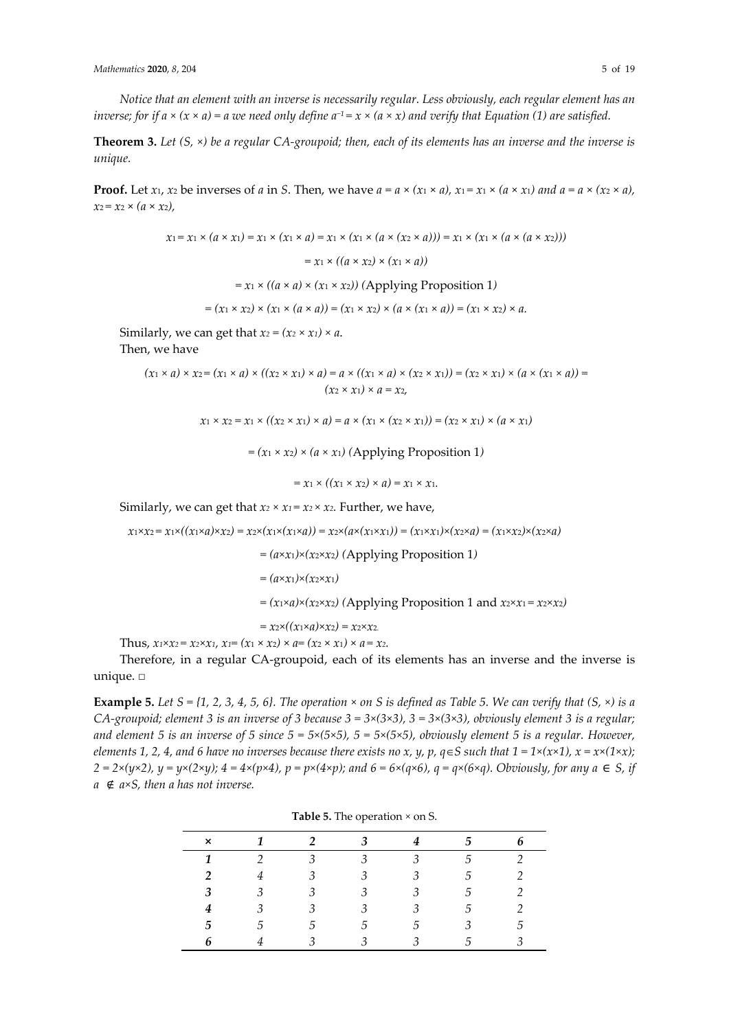*Notice that an element with an inverse is necessarily regular. Less obviously, each regular element has an inverse; for if $a \times (x \times a) = a$ we need only define $a^{-1} = x \times (a \times x)$ and verify that Equation (1) are satisfied.*

**Theorem 3.** *Let $(S, \times)$ be a regular CA-groupoid; then, each of its elements has an inverse and the inverse is unique.*

**Proof.** Let $x_1$, $x_2$ be inverses of $a$ in $S$. Then, we have $a = a \times (x_1 \times a)$, $x_1 = x_1 \times (a \times x_1)$ and $a = a \times (x_2 \times a)$, $x_2 = x_2 \times (a \times x_2)$,

$$x_1 = x_1 \times (a \times x_1) = x_1 \times (x_1 \times a) = x_1 \times (x_1 \times (a \times (x_2 \times a))) = x_1 \times (x_1 \times (a \times (a \times x_2)))$$

$$= x_1 \times ((a \times x_2) \times (x_1 \times a))$$

$$= x_1 \times ((a \times a) \times (x_1 \times x_2)) \text{ (Applying Proposition 1)}$$

$$= (x_1 \times x_2) \times (x_1 \times (a \times a)) = (x_1 \times x_2) \times (a \times (x_1 \times a)) = (x_1 \times x_2) \times a.$$

Similarly, we can get that $x_2 = (x_2 \times x_1) \times a$.

Then, we have

$$(x_1 \times a) \times x_2 = (x_1 \times a) \times ((x_2 \times x_1) \times a) = a \times ((x_1 \times a) \times (x_2 \times x_1)) = (x_2 \times x_1) \times (a \times (x_1 \times a)) = (x_2 \times x_1) \times a = x_2,$$

$$x_1 \times x_2 = x_1 \times ((x_2 \times x_1) \times a) = a \times (x_1 \times (x_2 \times x_1)) = (x_2 \times x_1) \times (a \times x_1)$$

$$= (x_1 \times x_2) \times (a \times x_1) \text{ (Applying Proposition 1)}$$

$$= x_1 \times ((x_1 \times x_2) \times a) = x_1 \times x_1.$$

Similarly, we can get that $x_2 \times x_1 = x_2 \times x_2$. Further, we have,

$$x_1 \times x_2 = x_1 \times ((x_1 \times a) \times x_2) = x_2 \times (x_1 \times (x_1 \times a)) = x_2 \times (a \times (x_1 \times x_1)) = (x_1 \times x_1) \times (x_2 \times a) = (x_1 \times x_2) \times (x_2 \times a)$$

$$= (a \times x_1) \times (x_2 \times x_2) \text{ (Applying Proposition 1)}$$

$$= (a \times x_1) \times (x_2 \times x_1)$$

$$= (x_1 \times a) \times (x_2 \times x_2) \text{ (Applying Proposition 1 and } x_2 \times x_1 = x_2 \times x_2\text{)}$$

$$= x_2 \times ((x_1 \times a) \times x_2) = x_2 \times x_2.$$

Thus, $x_1 \times x_2 = x_2 \times x_1$, $x_1 = (x_1 \times x_2) \times a = (x_2 \times x_1) \times a = x_2$.

Therefore, in a regular CA-groupoid, each of its elements has an inverse and the inverse is unique. □

**Example 5.** *Let $S = \{1, 2, 3, 4, 5, 6\}$. The operation $\times$ on $S$ is defined as Table 5. We can verify that $(S, \times)$ is a CA-groupoid; element 3 is an inverse of 3 because $3 = 3 \times (3 \times 3)$, $3 = 3 \times (3 \times 3)$, obviously element 3 is a regular; and element 5 is an inverse of 5 since $5 = 5 \times (5 \times 5)$, $5 = 5 \times (5 \times 5)$, obviously element 5 is a regular. However, elements 1, 2, 4, and 6 have no inverses because there exists no $x$, $y$, $p$, $q \in S$ such that $1 = 1 \times (x \times 1)$, $x = x \times (1 \times x)$; $2 = 2 \times (y \times 2)$, $y = y \times (2 \times y)$; $4 = 4 \times (p \times 4)$, $p = p \times (4 \times p)$; and $6 = 6 \times (q \times 6)$, $q = q \times (6 \times q)$. Obviously, for any $a \in S$, if $a \notin a \times S$, then $a$ has not inverse.*

**Table 5.** The operation × on S.

| × | 1 | 2 | 3 | 4 | 5 | 6 |
|---|---|---|---|---|---|---|
| **1** | 2 | 3 | 3 | 3 | 5 | 2 |
| **2** | 4 | 3 | 3 | 3 | 5 | 2 |
| **3** | 3 | 3 | 3 | 3 | 5 | 2 |
| **4** | 3 | 3 | 3 | 3 | 5 | 2 |
| **5** | 5 | 5 | 5 | 5 | 3 | 5 |
| **6** | 4 | 3 | 3 | 3 | 5 | 3 |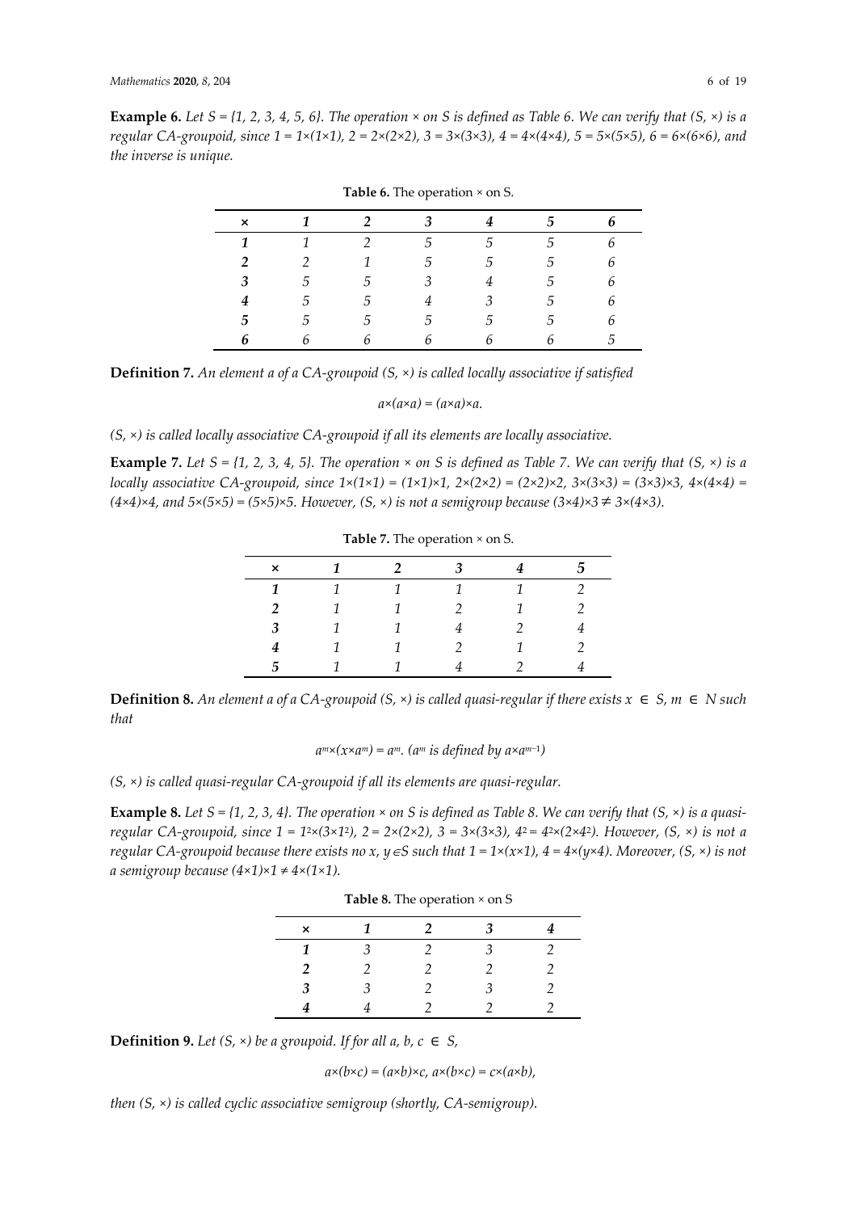**Example 6.** *Let S = {1, 2, 3, 4, 5, 6}. The operation × on S is defined as Table 6. We can verify that (S, ×) is a regular CA-groupoid, since 1 = 1×(1×1), 2 = 2×(2×2), 3 = 3×(3×3), 4 = 4×(4×4), 5 = 5×(5×5), 6 = 6×(6×6), and the inverse is unique.*

**Table 6.** The operation × on S.

| × | 1 | 2 | 3 | 4 | 5 | 6 |
|---|---|---|---|---|---|---|
| **1** | 1 | 2 | 5 | 5 | 5 | 6 |
| **2** | 2 | 1 | 5 | 5 | 5 | 6 |
| **3** | 5 | 5 | 3 | 4 | 5 | 6 |
| **4** | 5 | 5 | 4 | 3 | 5 | 6 |
| **5** | 5 | 5 | 5 | 5 | 5 | 6 |
| **6** | 6 | 6 | 6 | 6 | 6 | 5 |

**Definition 7.** *An element a of a CA-groupoid (S, ×) is called locally associative if satisfied*

$$a\times(a\times a) = (a\times a)\times a.$$

*(S, ×) is called locally associative CA-groupoid if all its elements are locally associative.*

**Example 7.** *Let S = {1, 2, 3, 4, 5}. The operation × on S is defined as Table 7. We can verify that (S, ×) is a locally associative CA-groupoid, since 1×(1×1) = (1×1)×1, 2×(2×2) = (2×2)×2, 3×(3×3) = (3×3)×3, 4×(4×4) = (4×4)×4, and 5×(5×5) = (5×5)×5. However, (S, ×) is not a semigroup because (3×4)×3 ≠ 3×(4×3).*

**Table 7.** The operation × on S.

| × | 1 | 2 | 3 | 4 | 5 |
|---|---|---|---|---|---|
| **1** | 1 | 1 | 1 | 1 | 2 |
| **2** | 1 | 1 | 2 | 1 | 2 |
| **3** | 1 | 1 | 4 | 2 | 4 |
| **4** | 1 | 1 | 2 | 1 | 2 |
| **5** | 1 | 1 | 4 | 2 | 4 |

**Definition 8.** *An element a of a CA-groupoid (S, ×) is called quasi-regular if there exists x ∈ S, m ∈ N such that*

$$a^m\times(x\times a^m) = a^m. \ (a^m \text{ is defined by } a\times a^{m-1})$$

*(S, ×) is called quasi-regular CA-groupoid if all its elements are quasi-regular.*

**Example 8.** *Let S = {1, 2, 3, 4}. The operation × on S is defined as Table 8. We can verify that (S, ×) is a quasi-regular CA-groupoid, since $1 = 1^2\times(3\times 1^2)$, 2 = 2×(2×2), 3 = 3×(3×3), $4^2 = 4^2\times(2\times 4^2)$. However, (S, ×) is not a regular CA-groupoid because there exists no x, y ∈S such that 1 = 1×(x×1), 4 = 4×(y×4). Moreover, (S, ×) is not a semigroup because (4×1)×1 ≠ 4×(1×1).*

**Table 8.** The operation × on S

| × | 1 | 2 | 3 | 4 |
|---|---|---|---|---|
| **1** | 3 | 2 | 3 | 2 |
| **2** | 2 | 2 | 2 | 2 |
| **3** | 3 | 2 | 3 | 2 |
| **4** | 4 | 2 | 2 | 2 |

**Definition 9.** *Let (S, ×) be a groupoid. If for all a, b, c ∈ S,*

$$a\times(b\times c) = (a\times b)\times c,\ a\times(b\times c) = c\times(a\times b),$$

*then (S, ×) is called cyclic associative semigroup (shortly, CA-semigroup).*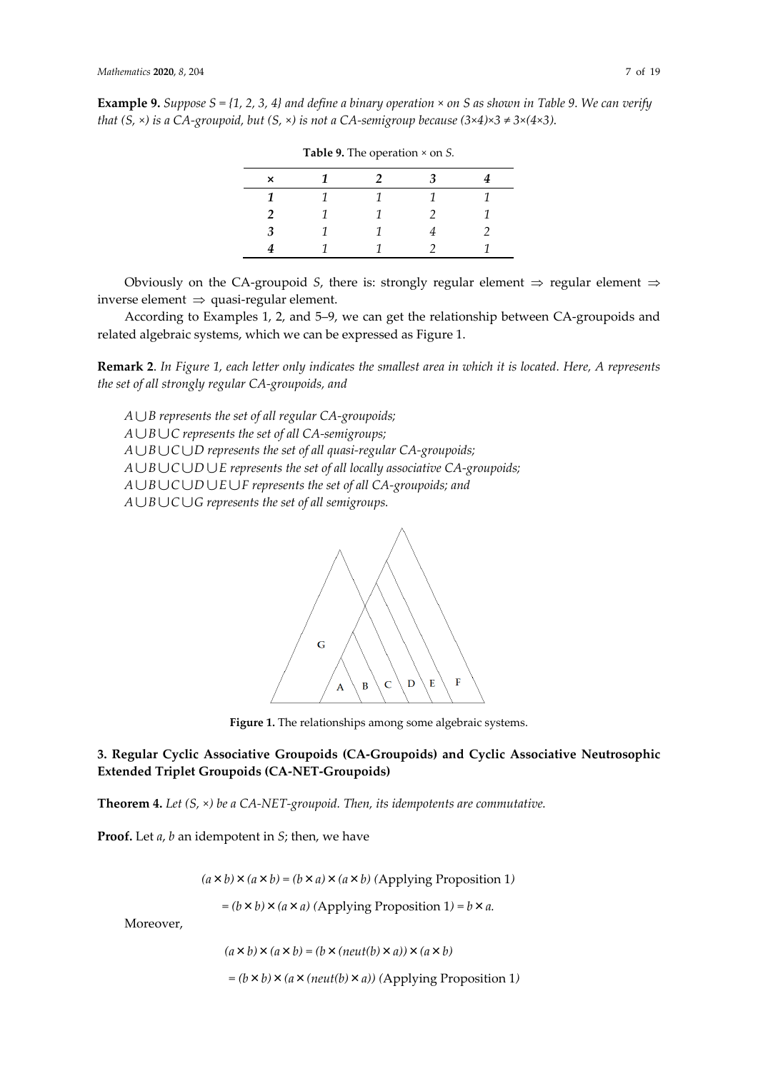**Example 9.** *Suppose S = {1, 2, 3, 4} and define a binary operation × on S as shown in Table 9. We can verify that (S, ×) is a CA-groupoid, but (S, ×) is not a CA-semigroup because (3×4)×3 ≠ 3×(4×3).*

**Table 9.** The operation × on *S*.

| × | 1 | 2 | 3 | 4 |
|---|---|---|---|---|
| **1** | 1 | 1 | 1 | 1 |
| **2** | 1 | 1 | 2 | 1 |
| **3** | 1 | 1 | 4 | 2 |
| **4** | 1 | 1 | 2 | 1 |

Obviously on the CA-groupoid *S*, there is: strongly regular element ⇒ regular element ⇒ inverse element ⇒ quasi-regular element.

According to Examples 1, 2, and 5–9, we can get the relationship between CA-groupoids and related algebraic systems, which we can be expressed as Figure 1.

**Remark 2**. *In Figure 1, each letter only indicates the smallest area in which it is located. Here, A represents the set of all strongly regular CA-groupoids, and*

*$A \cup B$ represents the set of all regular CA-groupoids;*
*$A \cup B \cup C$ represents the set of all CA-semigroups;*
*$A \cup B \cup C \cup D$ represents the set of all quasi-regular CA-groupoids;*
*$A \cup B \cup C \cup D \cup E$ represents the set of all locally associative CA-groupoids;*
*$A \cup B \cup C \cup D \cup E \cup F$ represents the set of all CA-groupoids; and*
*$A \cup B \cup C \cup G$ represents the set of all semigroups.*

**Figure 1.** The relationships among some algebraic systems.

## 3. Regular Cyclic Associative Groupoids (CA-Groupoids) and Cyclic Associative Neutrosophic Extended Triplet Groupoids (CA-NET-Groupoids)

**Theorem 4.** *Let (S, ×) be a CA-NET-groupoid. Then, its idempotents are commutative.*

**Proof.** Let *a*, *b* an idempotent in *S*; then, we have

$$(a \times b) \times (a \times b) = (b \times a) \times (a \times b) \text{ (Applying Proposition 1)}$$

$$= (b \times b) \times (a \times a) \text{ (Applying Proposition 1)} = b \times a.$$

Moreover,

$$(a \times b) \times (a \times b) = (b \times (neut(b) \times a)) \times (a \times b)$$

$$= (b \times b) \times (a \times (neut(b) \times a)) \text{ (Applying Proposition 1)}$$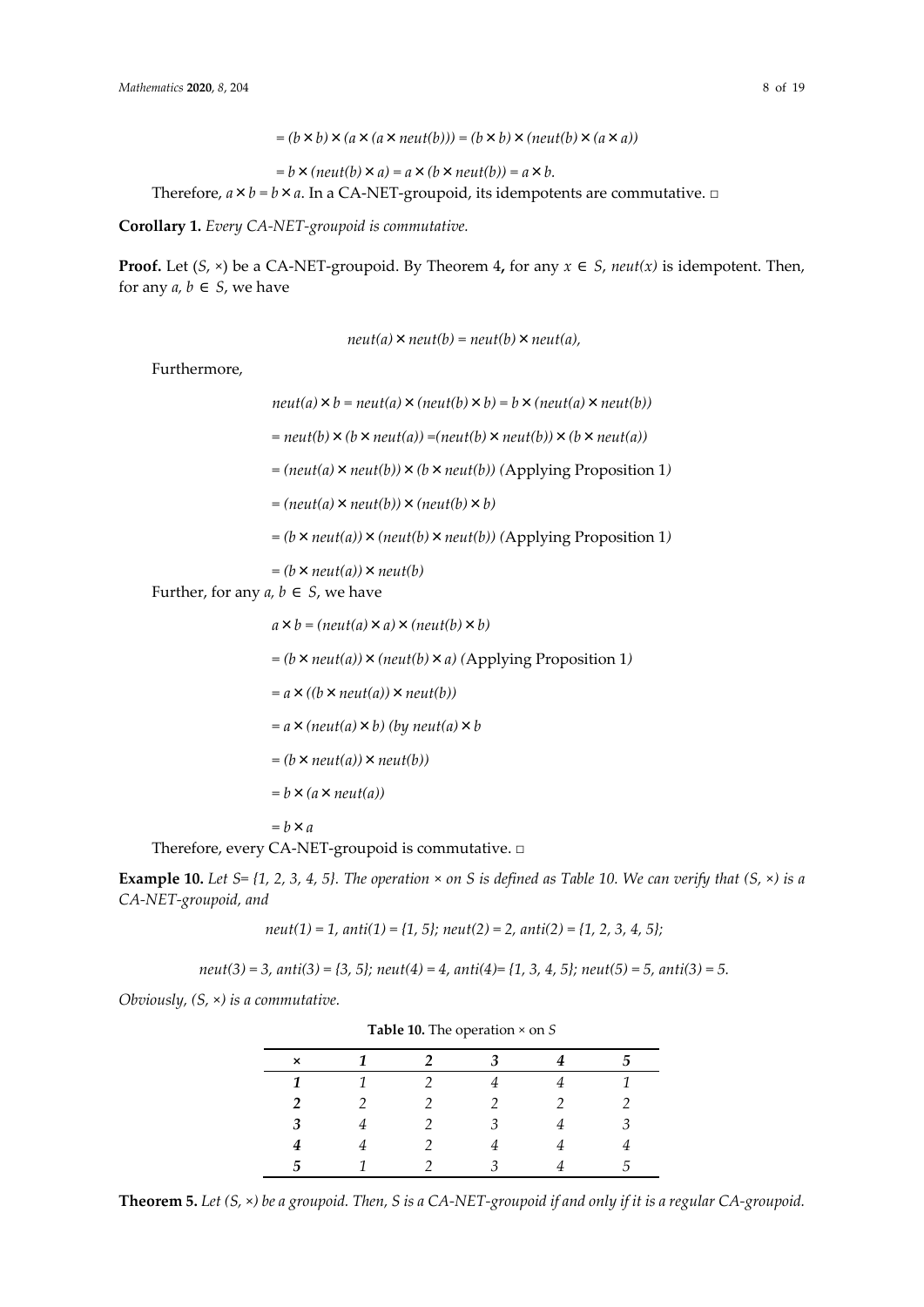$= (b \times b) \times (a \times (a \times neut(b))) = (b \times b) \times (neut(b) \times (a \times a))$

$= b \times (neut(b) \times a) = a \times (b \times neut(b)) = a \times b.$

Therefore, $a \times b = b \times a$. In a CA-NET-groupoid, its idempotents are commutative. □

**Corollary 1.** *Every CA-NET-groupoid is commutative.*

**Proof.** Let $(S, \times)$ be a CA-NET-groupoid. By Theorem 4**,** for any $x \in S$, $neut(x)$ is idempotent. Then, for any $a, b \in S$, we have

$$neut(a) \times neut(b) = neut(b) \times neut(a),$$

Furthermore,

$neut(a) \times b = neut(a) \times (neut(b) \times b) = b \times (neut(a) \times neut(b))$

$= neut(b) \times (b \times neut(a)) = (neut(b) \times neut(b)) \times (b \times neut(a))$

$= (neut(a) \times neut(b)) \times (b \times neut(b))$ (Applying Proposition 1)

$= (neut(a) \times neut(b)) \times (neut(b) \times b)$

$= (b \times neut(a)) \times (neut(b) \times neut(b))$ (Applying Proposition 1)

$= (b \times neut(a)) \times neut(b)$

Further, for any $a, b \in S$, we have

$a \times b = (neut(a) \times a) \times (neut(b) \times b)$

$= (b \times neut(a)) \times (neut(b) \times a)$ (Applying Proposition 1)

$= a \times ((b \times neut(a)) \times neut(b))$

$= a \times (neut(a) \times b)$ (by $neut(a) \times b$

$= (b \times neut(a)) \times neut(b))$

$= b \times (a \times neut(a))$

$= b \times a$

Therefore, every CA-NET-groupoid is commutative. □

**Example 10.** *Let S= {1, 2, 3, 4, 5}. The operation × on S is defined as Table 10. We can verify that (S, ×) is a CA-NET-groupoid, and*

$$neut(1) = 1,\ anti(1) = \{1, 5\};\ neut(2) = 2,\ anti(2) = \{1, 2, 3, 4, 5\};$$

$$neut(3) = 3,\ anti(3) = \{3, 5\};\ neut(4) = 4,\ anti(4)= \{1, 3, 4, 5\};\ neut(5) = 5,\ anti(3) = 5.$$

*Obviously, (S, ×) is a commutative.*

**Table 10.** The operation × on *S*

| × | 1 | 2 | 3 | 4 | 5 |
|---|---|---|---|---|---|
| **1** | 1 | 2 | 4 | 4 | 1 |
| **2** | 2 | 2 | 2 | 2 | 2 |
| **3** | 4 | 2 | 3 | 4 | 3 |
| **4** | 4 | 2 | 4 | 4 | 4 |
| **5** | 1 | 2 | 3 | 4 | 5 |

**Theorem 5.** *Let (S, ×) be a groupoid. Then, S is a CA-NET-groupoid if and only if it is a regular CA-groupoid.*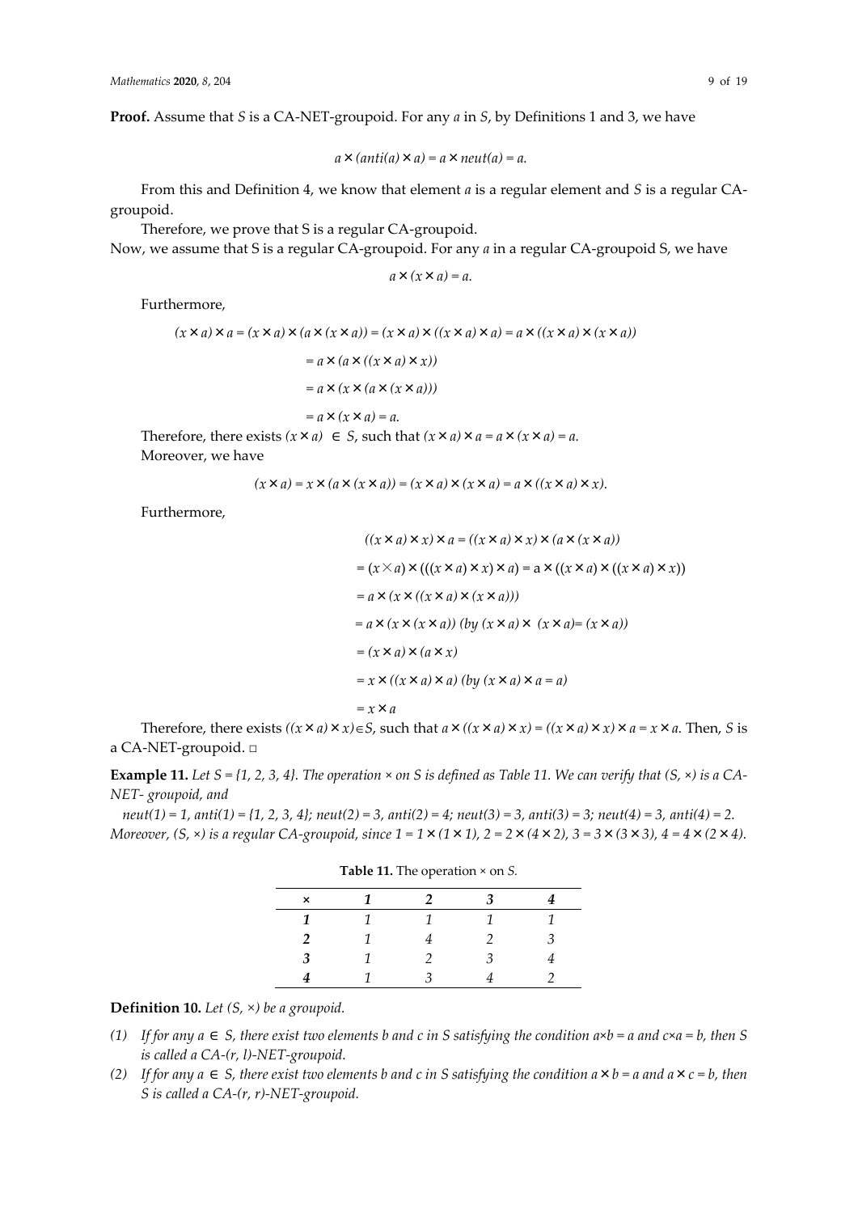**Proof.** Assume that $S$ is a CA-NET-groupoid. For any $a$ in $S$, by Definitions 1 and 3, we have

$$a \times (anti(a) \times a) = a \times neut(a) = a.$$

From this and Definition 4, we know that element $a$ is a regular element and $S$ is a regular CA-groupoid.

Therefore, we prove that S is a regular CA-groupoid.

Now, we assume that S is a regular CA-groupoid. For any $a$ in a regular CA-groupoid S, we have

$$a \times (x \times a) = a.$$

Furthermore,

$$\begin{aligned}(x \times a) \times a &= (x \times a) \times (a \times (x \times a)) = (x \times a) \times ((x \times a) \times a) = a \times ((x \times a) \times (x \times a)) \\ &= a \times (a \times ((x \times a) \times x)) \\ &= a \times (x \times (a \times (x \times a))) \\ &= a \times (x \times a) = a.\end{aligned}$$

Therefore, there exists $(x \times a) \in S$, such that $(x \times a) \times a = a \times (x \times a) = a$.

Moreover, we have

$$(x \times a) = x \times (a \times (x \times a)) = (x \times a) \times (x \times a) = a \times ((x \times a) \times x).$$

Furthermore,

$$\begin{aligned}&((x \times a) \times x) \times a = ((x \times a) \times x) \times (a \times (x \times a)) \\ &= (x \times a) \times (((x \times a) \times x) \times a) = a \times ((x \times a) \times ((x \times a) \times x)) \\ &= a \times (x \times ((x \times a) \times (x \times a))) \\ &= a \times (x \times (x \times a)) \ (\text{by } (x \times a) \times (x \times a) = (x \times a)) \\ &= (x \times a) \times (a \times x) \\ &= x \times ((x \times a) \times a) \ (\text{by } (x \times a) \times a = a) \\ &= x \times a\end{aligned}$$

Therefore, there exists $((x \times a) \times x) \in S$, such that $a \times ((x \times a) \times x) = ((x \times a) \times x) \times a = x \times a$. Then, $S$ is a CA-NET-groupoid. □

**Example 11.** *Let $S = \{1, 2, 3, 4\}$. The operation $\times$ on $S$ is defined as Table 11. We can verify that $(S, \times)$ is a CA-NET- groupoid, and*

*$neut(1) = 1$, $anti(1) = \{1, 2, 3, 4\}$; $neut(2) = 3$, $anti(2) = 4$; $neut(3) = 3$, $anti(3) = 3$; $neut(4) = 3$, $anti(4) = 2$. Moreover, $(S, \times)$ is a regular CA-groupoid, since $1 = 1 \times (1 \times 1)$, $2 = 2 \times (4 \times 2)$, $3 = 3 \times (3 \times 3)$, $4 = 4 \times (2 \times 4)$.*

**Table 11.** The operation × on *S*.

| × | 1 | 2 | 3 | 4 |
|---|---|---|---|---|
| **1** | 1 | 1 | 1 | 1 |
| **2** | 1 | 4 | 2 | 3 |
| **3** | 1 | 2 | 3 | 4 |
| **4** | 1 | 3 | 4 | 2 |

**Definition 10.** *Let $(S, \times)$ be a groupoid.*

1. *If for any $a \in S$, there exist two elements b and c in S satisfying the condition $a \times b = a$ and $c \times a = b$, then S is called a CA-(r, l)-NET-groupoid.*
2. *If for any $a \in S$, there exist two elements b and c in S satisfying the condition $a \times b = a$ and $a \times c = b$, then S is called a CA-(r, r)-NET-groupoid.*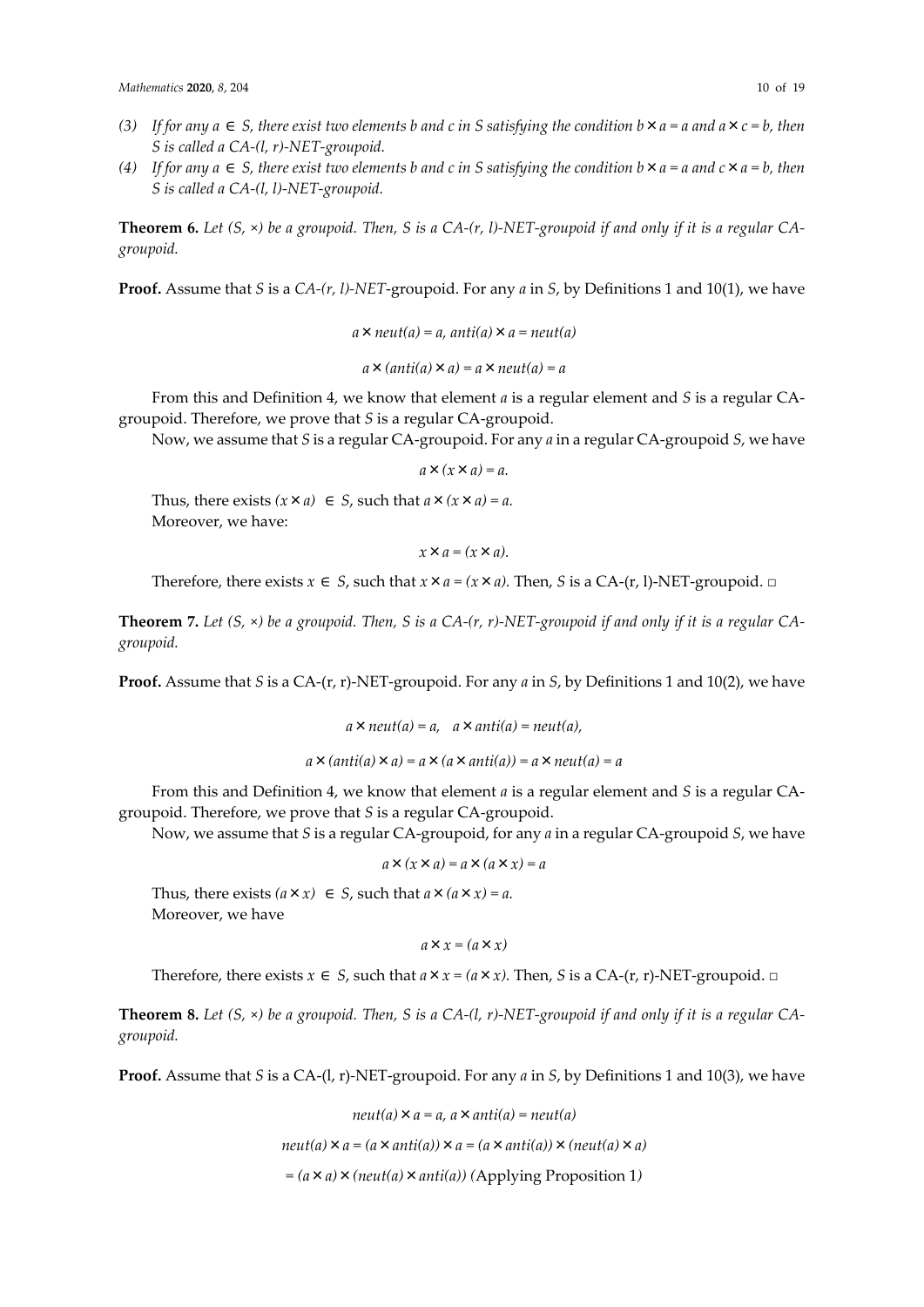(3) *If for any $a \in S$, there exist two elements b and c in S satisfying the condition $b \times a = a$ and $a \times c = b$, then S is called a CA-(l, r)-NET-groupoid.*

(4) *If for any $a \in S$, there exist two elements b and c in S satisfying the condition $b \times a = a$ and $c \times a = b$, then S is called a CA-(l, l)-NET-groupoid.*

**Theorem 6.** *Let (S, ×) be a groupoid. Then, S is a CA-(r, l)-NET-groupoid if and only if it is a regular CA-groupoid.*

**Proof.** Assume that *S* is a *CA-(r, l)-NET*-groupoid. For any *a* in *S*, by Definitions 1 and 10(1), we have

$$a \times neut(a) = a,\ anti(a) \times a = neut(a)$$

$$a \times (anti(a) \times a) = a \times neut(a) = a$$

From this and Definition 4, we know that element *a* is a regular element and *S* is a regular CA-groupoid. Therefore, we prove that *S* is a regular CA-groupoid.

Now, we assume that *S* is a regular CA-groupoid. For any *a* in a regular CA-groupoid *S*, we have

$$a \times (x \times a) = a.$$

Thus, there exists $(x \times a) \in S$, such that $a \times (x \times a) = a$.
Moreover, we have:

$$x \times a = (x \times a).$$

Therefore, there exists $x \in S$, such that $x \times a = (x \times a)$. Then, *S* is a CA-(r, l)-NET-groupoid. □

**Theorem 7.** *Let (S, ×) be a groupoid. Then, S is a CA-(r, r)-NET-groupoid if and only if it is a regular CA-groupoid.*

**Proof.** Assume that *S* is a CA-(r, r)-NET-groupoid. For any *a* in *S*, by Definitions 1 and 10(2), we have

$$a \times neut(a) = a, \quad a \times anti(a) = neut(a),$$

$$a \times (anti(a) \times a) = a \times (a \times anti(a)) = a \times neut(a) = a$$

From this and Definition 4, we know that element *a* is a regular element and *S* is a regular CA-groupoid. Therefore, we prove that *S* is a regular CA-groupoid.

Now, we assume that *S* is a regular CA-groupoid, for any *a* in a regular CA-groupoid *S*, we have

$$a \times (x \times a) = a \times (a \times x) = a$$

Thus, there exists $(a \times x) \in S$, such that $a \times (a \times x) = a$.
Moreover, we have

$$a \times x = (a \times x)$$

Therefore, there exists $x \in S$, such that $a \times x = (a \times x)$. Then, *S* is a CA-(r, r)-NET-groupoid. □

**Theorem 8.** *Let (S, ×) be a groupoid. Then, S is a CA-(l, r)-NET-groupoid if and only if it is a regular CA-groupoid.*

**Proof.** Assume that *S* is a CA-(l, r)-NET-groupoid. For any *a* in *S*, by Definitions 1 and 10(3), we have

$$neut(a) \times a = a,\ a \times anti(a) = neut(a)$$

$$neut(a) \times a = (a \times anti(a)) \times a = (a \times anti(a)) \times (neut(a) \times a)$$

$$= (a \times a) \times (neut(a) \times anti(a)) \text{ (Applying Proposition 1)}$$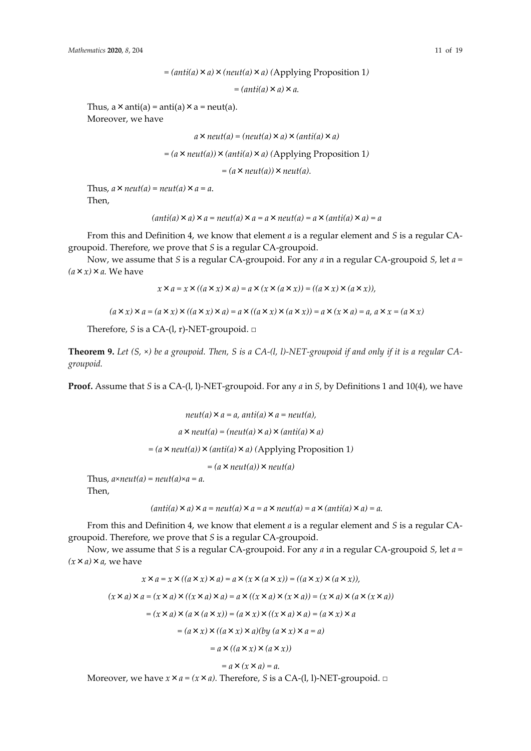$$= (anti(a) \times a) \times (neut(a) \times a) \text{ (Applying Proposition 1)}$$

$$= (anti(a) \times a) \times a.$$

Thus, $a \times anti(a) = anti(a) \times a = neut(a)$.

Moreover, we have

$$a \times neut(a) = (neut(a) \times a) \times (anti(a) \times a)$$

$$= (a \times neut(a)) \times (anti(a) \times a) \text{ (Applying Proposition 1)}$$

$$= (a \times neut(a)) \times neut(a).$$

Thus, $a \times neut(a) = neut(a) \times a = a$.

Then,

$$(anti(a) \times a) \times a = neut(a) \times a = a \times neut(a) = a \times (anti(a) \times a) = a$$

From this and Definition 4, we know that element $a$ is a regular element and $S$ is a regular CA-groupoid. Therefore, we prove that $S$ is a regular CA-groupoid.

Now, we assume that $S$ is a regular CA-groupoid. For any $a$ in a regular CA-groupoid $S$, let $a = (a \times x) \times a$. We have

$$x \times a = x \times ((a \times x) \times a) = a \times (x \times (a \times x)) = ((a \times x) \times (a \times x)),$$

$$(a \times x) \times a = (a \times x) \times ((a \times x) \times a) = a \times ((a \times x) \times (a \times x)) = a \times (x \times a) = a,\ a \times x = (a \times x)$$

Therefore, $S$ is a CA-(l, r)-NET-groupoid. □

**Theorem 9.** *Let (S, ×) be a groupoid. Then, S is a CA-(l, l)-NET-groupoid if and only if it is a regular CA-groupoid.*

**Proof.** Assume that $S$ is a CA-(l, l)-NET-groupoid. For any $a$ in $S$, by Definitions 1 and 10(4), we have

$$neut(a) \times a = a,\ anti(a) \times a = neut(a),$$

$$a \times neut(a) = (neut(a) \times a) \times (anti(a) \times a)$$

$$= (a \times neut(a)) \times (anti(a) \times a) \text{ (Applying Proposition 1)}$$

$$= (a \times neut(a)) \times neut(a)$$

Thus, $a \times neut(a) = neut(a) \times a = a$.

Then,

$$(anti(a) \times a) \times a = neut(a) \times a = a \times neut(a) = a \times (anti(a) \times a) = a.$$

From this and Definition 4, we know that element $a$ is a regular element and $S$ is a regular CA-groupoid. Therefore, we prove that $S$ is a regular CA-groupoid.

Now, we assume that $S$ is a regular CA-groupoid. For any $a$ in a regular CA-groupoid $S$, let $a = (x \times a) \times a$, we have

$$x \times a = x \times ((a \times x) \times a) = a \times (x \times (a \times x)) = ((a \times x) \times (a \times x)),$$

$$(x \times a) \times a = (x \times a) \times ((x \times a) \times a) = a \times ((x \times a) \times (x \times a)) = (x \times a) \times (a \times (x \times a))$$

$$= (x \times a) \times (a \times (a \times x)) = (a \times x) \times ((x \times a) \times a) = (a \times x) \times a$$

$$= (a \times x) \times ((a \times x) \times a) (by\ (a \times x) \times a = a)$$

$$= a \times ((a \times x) \times (a \times x))$$

$$= a \times (x \times a) = a.$$

Moreover, we have $x \times a = (x \times a)$. Therefore, $S$ is a CA-(l, l)-NET-groupoid. □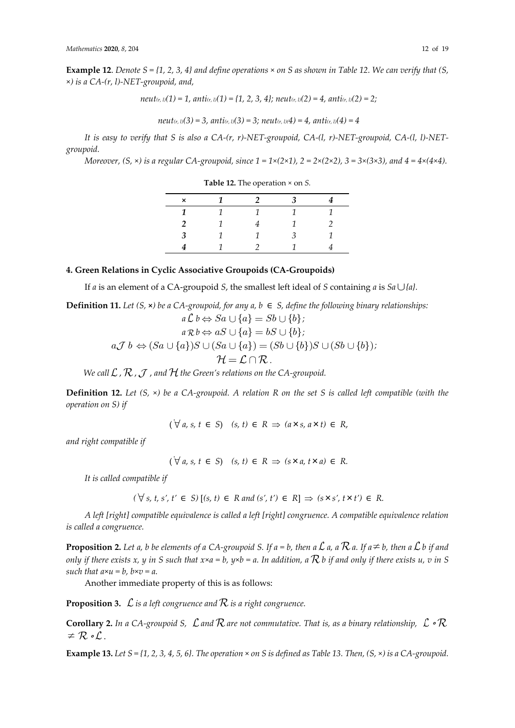**Example 12**. *Denote S = {1, 2, 3, 4} and define operations × on S as shown in Table 12. We can verify that (S, ×) is a CA-(r, l)-NET-groupoid, and,*

$$neut_{(r,\,l)}(1) = 1,\ anti_{(r,\,l)}(1) = \{1, 2, 3, 4\};\ neut_{(r,\,l)}(2) = 4,\ anti_{(r,\,l)}(2) = 2;$$

$$neut_{(r,\,l)}(3) = 3,\ anti_{(r,\,l)}(3) = 3;\ neut_{(r,\,l)}(4) = 4,\ anti_{(r,\,l)}(4) = 4$$

*It is easy to verify that S is also a CA-(r, r)-NET-groupoid, CA-(l, r)-NET-groupoid, CA-(l, l)-NET-groupoid.*

*Moreover, (S, ×) is a regular CA-groupoid, since 1 = 1×(2×1), 2 = 2×(2×2), 3 = 3×(3×3), and 4 = 4×(4×4).*

**Table 12.** The operation × on *S*.

| × | 1 | 2 | 3 | 4 |
|---|---|---|---|---|
| **1** | 1 | 1 | 1 | 1 |
| **2** | 1 | 4 | 1 | 2 |
| **3** | 1 | 1 | 3 | 1 |
| **4** | 1 | 2 | 1 | 4 |

## 4. Green Relations in Cyclic Associative Groupoids (CA-Groupoids)

If *a* is an element of a CA-groupoid *S*, the smallest left ideal of *S* containing *a* is $Sa \cup \{a\}$.

**Definition 11.** *Let (S, ×) be a CA-groupoid, for any a, b ∈ S, define the following binary relationships:*

$$a\,\mathcal{L}\,b \Leftrightarrow Sa \cup \{a\} = Sb \cup \{b\};$$

$$a\,\mathcal{R}\,b \Leftrightarrow aS \cup \{a\} = bS \cup \{b\};$$

$$a\mathcal{J}\ b \Leftrightarrow (Sa \cup \{a\})S \cup (Sa \cup \{a\}) = (Sb \cup \{b\})S \cup (Sb \cup \{b\});$$

$$\mathcal{H} = \mathcal{L} \cap \mathcal{R}.$$

*We call $\mathcal{L}$, $\mathcal{R}$, $\mathcal{J}$, and $\mathcal{H}$ the Green's relations on the CA-groupoid.*

**Definition 12.** *Let (S, ×) be a CA-groupoid. A relation R on the set S is called left compatible (with the operation on S) if*

$$(\forall\, a, s, t \in S)\quad (s, t) \in R \Rightarrow (a \times s, a \times t) \in R,$$

*and right compatible if*

$$(\forall\, a, s, t \in S)\quad (s, t) \in R \Rightarrow (s \times a, t \times a) \in R.$$

*It is called compatible if*

$$(\forall\, s, t, s', t' \in S)\ [(s, t) \in R \text{ and } (s', t') \in R] \Rightarrow (s \times s', t \times t') \in R.$$

*A left [right] compatible equivalence is called a left [right] congruence. A compatible equivalence relation is called a congruence.*

**Proposition 2.** *Let a, b be elements of a CA-groupoid S. If a = b, then $a\,\mathcal{L}\,a$, $a\,\mathcal{R}\,a$. If a ≠ b, then $a\,\mathcal{L}\,b$ if and only if there exists x, y in S such that x×a = b, y×b = a. In addition, $a\,\mathcal{R}\,b$ if and only if there exists u, v in S such that a×u = b, b×v = a.*

Another immediate property of this is as follows:

**Proposition 3.** *$\mathcal{L}$ is a left congruence and $\mathcal{R}$ is a right congruence.*

**Corollary 2.** *In a CA-groupoid S, $\mathcal{L}$ and $\mathcal{R}$ are not commutative. That is, as a binary relationship, $\mathcal{L} \circ \mathcal{R} \neq \mathcal{R} \circ \mathcal{L}$.*

**Example 13.** *Let S = {1, 2, 3, 4, 5, 6}. The operation × on S is defined as Table 13. Then, (S, ×) is a CA-groupoid.*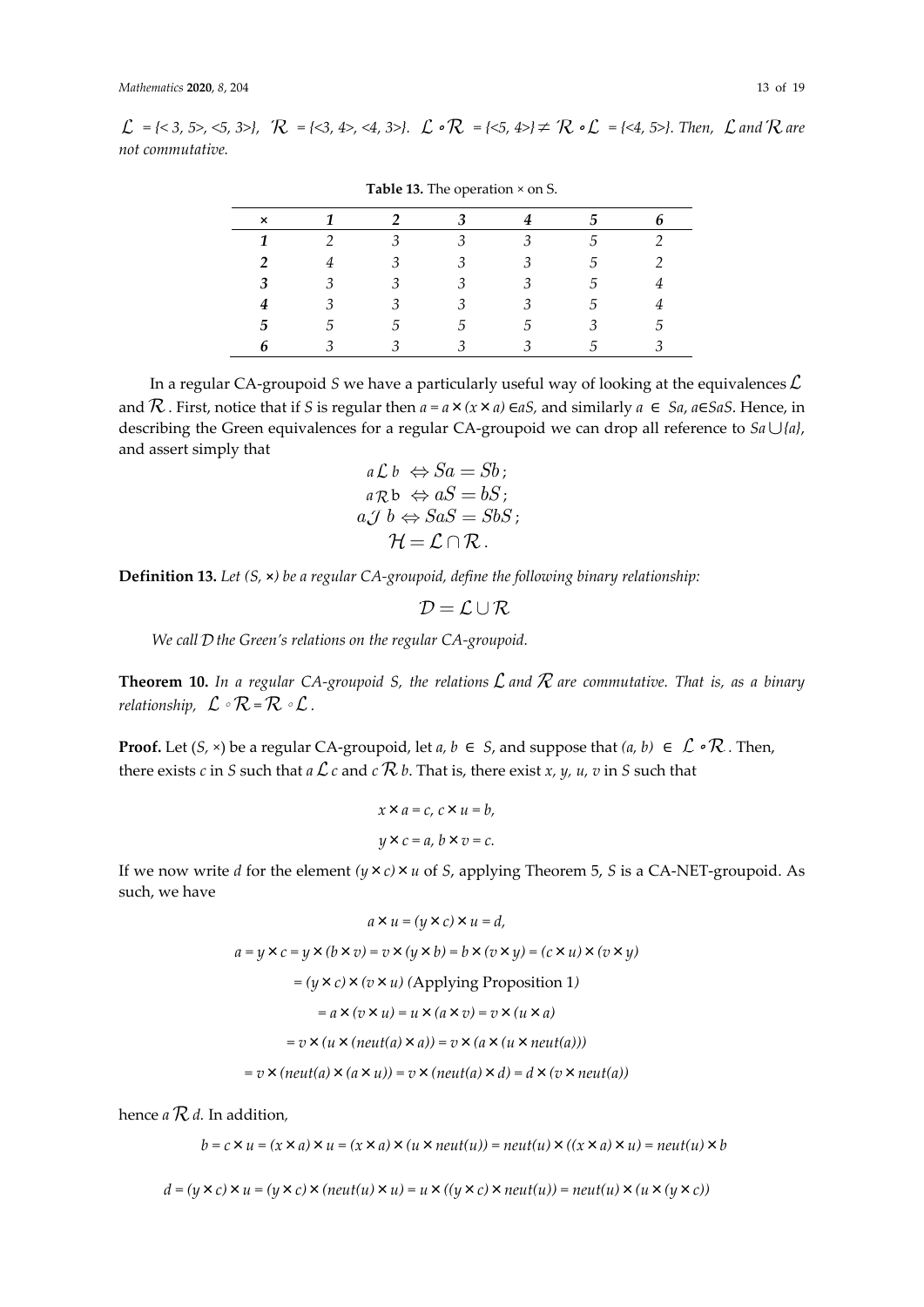$\mathcal{L}$ = {< 3, 5>, <5, 3>}, $\mathcal{R}$ = {<3, 4>, <4, 3>}. $\mathcal{L} \circ \mathcal{R}$ = {<5, 4>} ≠ $\mathcal{R} \circ \mathcal{L}$ = {<4, 5>}. *Then, $\mathcal{L}$ and $\mathcal{R}$ are not commutative.*

**Table 13.** The operation × on S.

| × | *1* | *2* | *3* | *4* | *5* | *6* |
|---|---|---|---|---|---|---|
| ***1*** | 2 | 3 | 3 | 3 | 5 | 2 |
| ***2*** | 4 | 3 | 3 | 3 | 5 | 2 |
| ***3*** | 3 | 3 | 3 | 3 | 5 | 4 |
| ***4*** | 3 | 3 | 3 | 3 | 5 | 4 |
| ***5*** | 5 | 5 | 5 | 5 | 3 | 5 |
| ***6*** | 3 | 3 | 3 | 3 | 5 | 3 |

In a regular CA-groupoid *S* we have a particularly useful way of looking at the equivalences $\mathcal{L}$ and $\mathcal{R}$. First, notice that if *S* is regular then $a = a \times (x \times a) \in aS$, and similarly $a \in Sa$, $a \in SaS$. Hence, in describing the Green equivalences for a regular CA-groupoid we can drop all reference to $Sa \cup \{a\}$, and assert simply that

$$a \mathcal{L} b \Leftrightarrow Sa = Sb;$$
$$a \mathcal{R} b \Leftrightarrow aS = bS;$$
$$a \mathcal{J} b \Leftrightarrow SaS = SbS;$$
$$\mathcal{H} = \mathcal{L} \cap \mathcal{R}.$$

**Definition 13.** *Let (S, ×) be a regular CA-groupoid, define the following binary relationship:*

$$\mathcal{D} = \mathcal{L} \cup \mathcal{R}$$

*We call $\mathcal{D}$ the Green's relations on the regular CA-groupoid.*

**Theorem 10.** *In a regular CA-groupoid S, the relations $\mathcal{L}$ and $\mathcal{R}$ are commutative. That is, as a binary relationship, $\mathcal{L} \circ \mathcal{R} = \mathcal{R} \circ \mathcal{L}$.*

**Proof.** Let (*S*, ×) be a regular CA-groupoid, let $a, b \in S$, and suppose that $(a, b) \in \mathcal{L} \circ \mathcal{R}$. Then, there exists *c* in *S* such that $a \mathcal{L} c$ and $c \mathcal{R} b$. That is, there exist *x, y, u, v* in *S* such that

$$x \times a = c,\ c \times u = b,$$
$$y \times c = a,\ b \times v = c.$$

If we now write *d* for the element $(y \times c) \times u$ of *S*, applying Theorem 5, *S* is a CA-NET-groupoid. As such, we have

$$a \times u = (y \times c) \times u = d,$$
$$a = y \times c = y \times (b \times v) = v \times (y \times b) = b \times (v \times y) = (c \times u) \times (v \times y)$$
$$= (y \times c) \times (v \times u) \text{ (Applying Proposition 1)}$$
$$= a \times (v \times u) = u \times (a \times v) = v \times (u \times a)$$
$$= v \times (u \times (neut(a) \times a)) = v \times (a \times (u \times neut(a)))$$
$$= v \times (neut(a) \times (a \times u)) = v \times (neut(a) \times d) = d \times (v \times neut(a))$$

hence $a \mathcal{R} d$. In addition,

$$b = c \times u = (x \times a) \times u = (x \times a) \times (u \times neut(u)) = neut(u) \times ((x \times a) \times u) = neut(u) \times b$$

$$d = (y \times c) \times u = (y \times c) \times (neut(u) \times u) = u \times ((y \times c) \times neut(u)) = neut(u) \times (u \times (y \times c))$$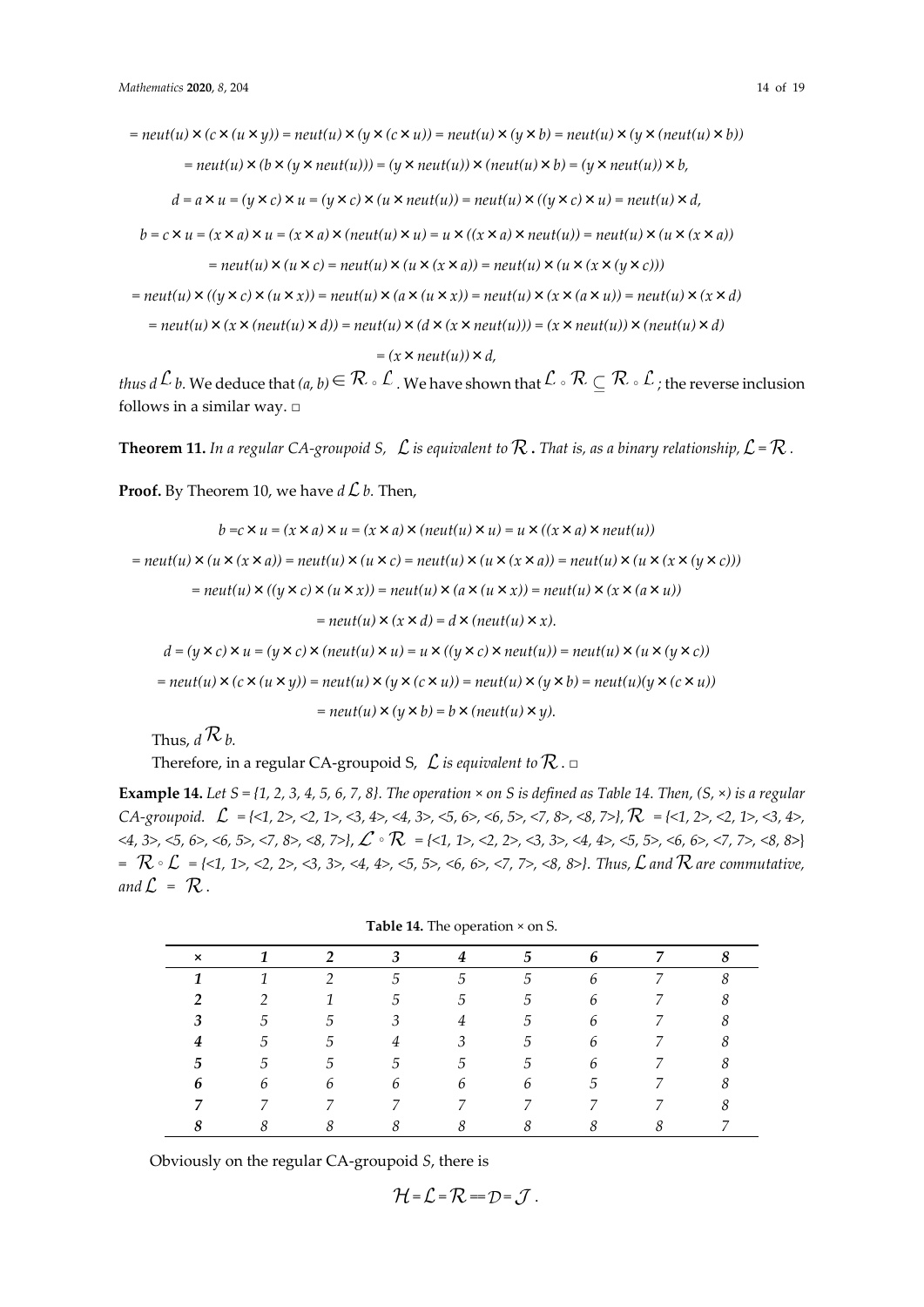$$= neut(u) \times (c \times (u \times y)) = neut(u) \times (y \times (c \times u)) = neut(u) \times (y \times b) = neut(u) \times (y \times (neut(u) \times b))$$

$$= neut(u) \times (b \times (y \times neut(u))) = (y \times neut(u)) \times (neut(u) \times b) = (y \times neut(u)) \times b,$$

$$d = a \times u = (y \times c) \times u = (y \times c) \times (u \times neut(u)) = neut(u) \times ((y \times c) \times u) = neut(u) \times d,$$

$$b = c \times u = (x \times a) \times u = (x \times a) \times (neut(u) \times u) = u \times ((x \times a) \times neut(u)) = neut(u) \times (u \times (x \times a))$$

$$= neut(u) \times (u \times c) = neut(u) \times (u \times (x \times a)) = neut(u) \times (u \times (x \times (y \times c)))$$

$$= neut(u) \times ((y \times c) \times (u \times x)) = neut(u) \times (a \times (u \times x)) = neut(u) \times (x \times (a \times u)) = neut(u) \times (x \times d)$$

$$= neut(u) \times (x \times (neut(u) \times d)) = neut(u) \times (d \times (x \times neut(u))) = (x \times neut(u)) \times (neut(u) \times d)$$

$$= (x \times neut(u)) \times d,$$

*thus* $d \mathcal{L} b$. We deduce that $(a, b) \in \mathcal{R} \circ \mathcal{L}$. We have shown that $\mathcal{L} \circ \mathcal{R} \subseteq \mathcal{R} \circ \mathcal{L}$; the reverse inclusion follows in a similar way. □

**Theorem 11.** *In a regular CA-groupoid S,* $\mathcal{L}$ *is equivalent to* $\mathcal{R}$ *. That is, as a binary relationship,* $\mathcal{L} = \mathcal{R}$.

**Proof.** By Theorem 10, we have $d \mathcal{L} b$. Then,

$$b = c \times u = (x \times a) \times u = (x \times a) \times (neut(u) \times u) = u \times ((x \times a) \times neut(u))$$

$$= neut(u) \times (u \times (x \times a)) = neut(u) \times (u \times c) = neut(u) \times (u \times (x \times a)) = neut(u) \times (u \times (x \times (y \times c)))$$

$$= neut(u) \times ((y \times c) \times (u \times x)) = neut(u) \times (a \times (u \times x)) = neut(u) \times (x \times (a \times u))$$

$$= neut(u) \times (x \times d) = d \times (neut(u) \times x).$$

$$d = (y \times c) \times u = (y \times c) \times (neut(u) \times u) = u \times ((y \times c) \times neut(u)) = neut(u) \times (u \times (y \times c))$$

$$= neut(u) \times (c \times (u \times y)) = neut(u) \times (y \times (c \times u)) = neut(u) \times (y \times b) = neut(u)(y \times (c \times u))$$

$$= neut(u) \times (y \times b) = b \times (neut(u) \times y).$$

Thus, $d \mathcal{R} b$.

Therefore, in a regular CA-groupoid S, $\mathcal{L}$ *is equivalent to* $\mathcal{R}$. □

**Example 14.** *Let S = {1, 2, 3, 4, 5, 6, 7, 8}. The operation × on S is defined as Table 14. Then, (S, ×) is a regular CA-groupoid.* $\mathcal{L}$ *= {<1, 2>, <2, 1>, <3, 4>, <4, 3>, <5, 6>, <6, 5>, <7, 8>, <8, 7>},* $\mathcal{R}$ *= {<1, 2>, <2, 1>, <3, 4>, <4, 3>, <5, 6>, <6, 5>, <7, 8>, <8, 7>},* $\mathcal{L} \circ \mathcal{R}$ *= {<1, 1>, <2, 2>, <3, 3>, <4, 4>, <5, 5>, <6, 6>, <7, 7>, <8, 8>} =* $\mathcal{R} \circ \mathcal{L}$ *= {<1, 1>, <2, 2>, <3, 3>, <4, 4>, <5, 5>, <6, 6>, <7, 7>, <8, 8>}. Thus,* $\mathcal{L}$ *and* $\mathcal{R}$ *are commutative, and* $\mathcal{L} = \mathcal{R}$.

**Table 14.** The operation × on S.

| × | 1 | 2 | 3 | 4 | 5 | 6 | 7 | 8 |
|---|---|---|---|---|---|---|---|---|
| **1** | 1 | 2 | 5 | 5 | 5 | 6 | 7 | 8 |
| **2** | 2 | 1 | 5 | 5 | 5 | 6 | 7 | 8 |
| **3** | 5 | 5 | 3 | 4 | 5 | 6 | 7 | 8 |
| **4** | 5 | 5 | 4 | 3 | 5 | 6 | 7 | 8 |
| **5** | 5 | 5 | 5 | 5 | 5 | 6 | 7 | 8 |
| **6** | 6 | 6 | 6 | 6 | 6 | 5 | 7 | 8 |
| **7** | 7 | 7 | 7 | 7 | 7 | 7 | 7 | 8 |
| **8** | 8 | 8 | 8 | 8 | 8 | 8 | 8 | 7 |

Obviously on the regular CA-groupoid *S*, there is

$$\mathcal{H} = \mathcal{L} = \mathcal{R} == \mathcal{D} = \mathcal{J}.$$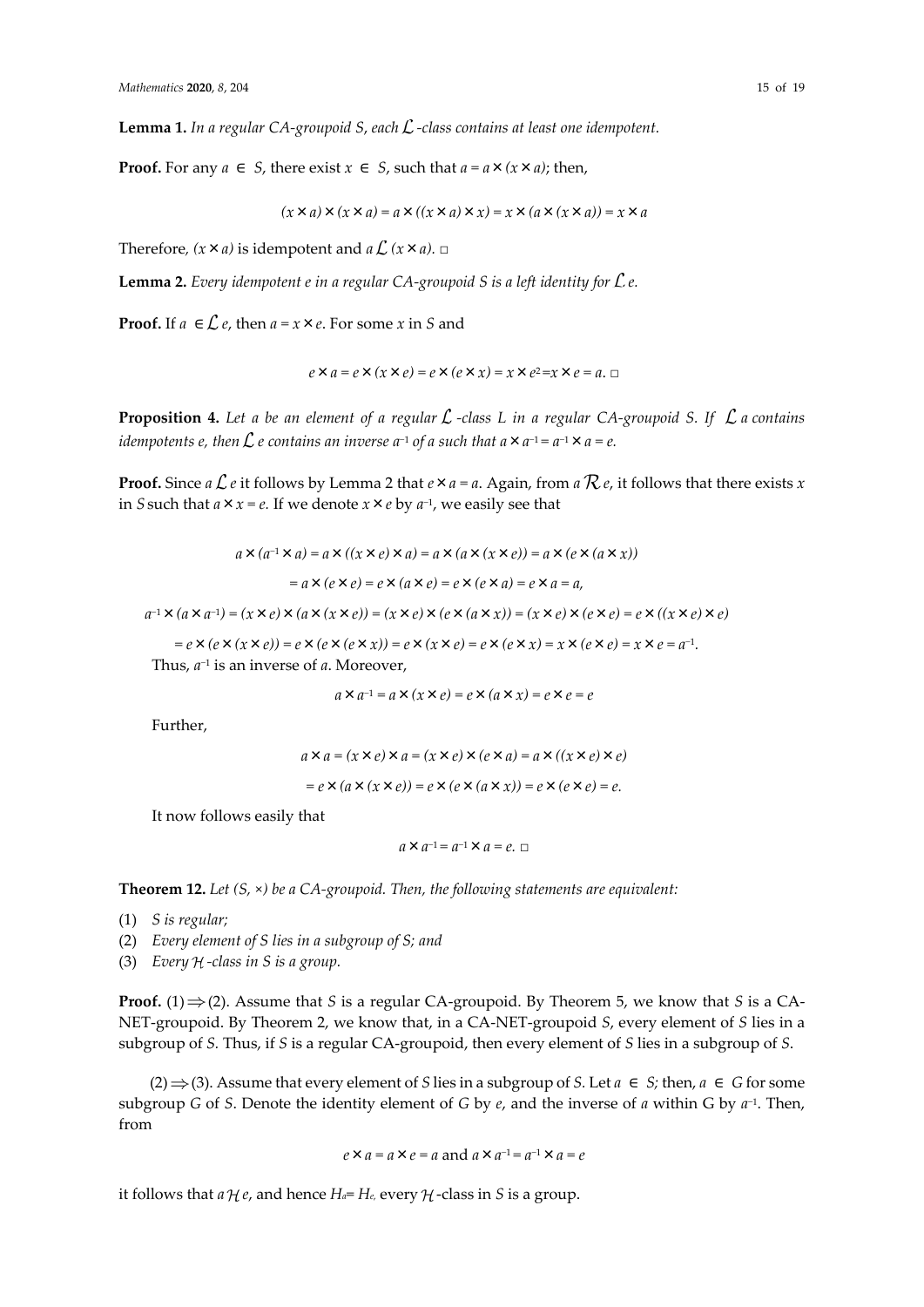**Lemma 1.** *In a regular CA-groupoid S, each $\mathcal{L}$-class contains at least one idempotent.*

**Proof.** For any $a \in S$, there exist $x \in S$, such that $a = a \times (x \times a)$; then,

$$(x \times a) \times (x \times a) = a \times ((x \times a) \times x) = x \times (a \times (x \times a)) = x \times a$$

Therefore, $(x \times a)$ is idempotent and $a \,\mathcal{L}\, (x \times a)$. □

**Lemma 2.** *Every idempotent e in a regular CA-groupoid S is a left identity for $\mathcal{L}_e$.*

**Proof.** If $a \in \mathcal{L}_e$, then $a = x \times e$. For some $x$ in $S$ and

$$e \times a = e \times (x \times e) = e \times (e \times x) = x \times e^2 = x \times e = a. \ \square$$

**Proposition 4.** *Let a be an element of a regular $\mathcal{L}$-class L in a regular CA-groupoid S. If $\mathcal{L}_a$ contains idempotents e, then $\mathcal{L}_e$ contains an inverse $a^{-1}$ of a such that $a \times a^{-1} = a^{-1} \times a = e$.*

**Proof.** Since $a \,\mathcal{L}\, e$ it follows by Lemma 2 that $e \times a = a$. Again, from $a \,\mathcal{R}\, e$, it follows that there exists $x$ in $S$ such that $a \times x = e$. If we denote $x \times e$ by $a^{-1}$, we easily see that

$$a \times (a^{-1} \times a) = a \times ((x \times e) \times a) = a \times (a \times (x \times e)) = a \times (e \times (a \times x))$$

$$= a \times (e \times e) = e \times (a \times e) = e \times (e \times a) = e \times a = a,$$

$$a^{-1} \times (a \times a^{-1}) = (x \times e) \times (a \times (x \times e)) = (x \times e) \times (e \times (a \times x)) = (x \times e) \times (e \times e) = e \times ((x \times e) \times e)$$

$$= e \times (e \times (x \times e)) = e \times (e \times (e \times x)) = e \times (x \times e) = e \times (e \times x) = x \times (e \times e) = x \times e = a^{-1}.$$

Thus, $a^{-1}$ is an inverse of $a$. Moreover,

$$a \times a^{-1} = a \times (x \times e) = e \times (a \times x) = e \times e = e$$

Further,

$$a \times a = (x \times e) \times a = (x \times e) \times (e \times a) = a \times ((x \times e) \times e)$$

$$= e \times (a \times (x \times e)) = e \times (e \times (a \times x)) = e \times (e \times e) = e.$$

It now follows easily that

$$a \times a^{-1} = a^{-1} \times a = e. \ \square$$

**Theorem 12.** *Let $(S, \times)$ be a CA-groupoid. Then, the following statements are equivalent:*

(1) *S is regular;*
(2) *Every element of S lies in a subgroup of S; and*
(3) *Every $\mathcal{H}$-class in S is a group.*

**Proof.** (1) ⟹ (2). Assume that $S$ is a regular CA-groupoid. By Theorem 5, we know that $S$ is a CA-NET-groupoid. By Theorem 2, we know that, in a CA-NET-groupoid $S$, every element of $S$ lies in a subgroup of $S$. Thus, if $S$ is a regular CA-groupoid, then every element of $S$ lies in a subgroup of $S$.

(2) ⟹ (3). Assume that every element of $S$ lies in a subgroup of $S$. Let $a \in S$; then, $a \in G$ for some subgroup $G$ of $S$. Denote the identity element of $G$ by $e$, and the inverse of $a$ within G by $a^{-1}$. Then, from

$$e \times a = a \times e = a \text{ and } a \times a^{-1} = a^{-1} \times a = e$$

it follows that $a \,\mathcal{H}\, e$, and hence $H_a = H_e$, every $\mathcal{H}$-class in $S$ is a group.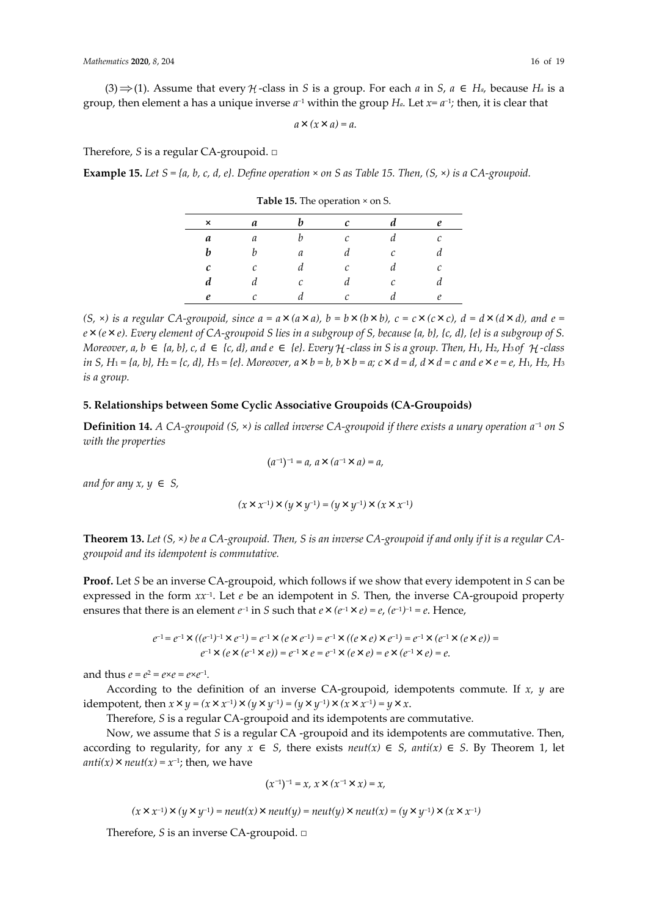(3)$\Rightarrow$(1). Assume that every $\mathcal{H}$-class in *S* is a group. For each *a* in *S*, $a \in H_a$, because $H_a$ is a group, then element a has a unique inverse $a^{-1}$ within the group $H_a$. Let $x = a^{-1}$; then, it is clear that

$$a \times (x \times a) = a.$$

Therefore, *S* is a regular CA-groupoid. □

**Example 15.** *Let S = {a, b, c, d, e}. Define operation × on S as Table 15. Then, (S, ×) is a CA-groupoid.*

**Table 15.** The operation × on S.

| × | *a* | *b* | *c* | *d* | *e* |
|---|---|---|---|---|---|
| ***a*** | *a* | *b* | *c* | *d* | *c* |
| ***b*** | *b* | *a* | *d* | *c* | *d* |
| ***c*** | *c* | *d* | *c* | *d* | *c* |
| ***d*** | *d* | *c* | *d* | *c* | *d* |
| ***e*** | *c* | *d* | *c* | *d* | *e* |

*(S, ×) is a regular CA-groupoid, since $a = a \times (a \times a)$, $b = b \times (b \times b)$, $c = c \times (c \times c)$, $d = d \times (d \times d)$, and $e = e \times (e \times e)$. Every element of CA-groupoid S lies in a subgroup of S, because {a, b}, {c, d}, {e} is a subgroup of S. Moreover, $a, b \in \{a, b\}$, $c, d \in \{c, d\}$, and $e \in \{e\}$. Every $\mathcal{H}$-class in S is a group. Then, $H_1$, $H_2$, $H_3$ of $\mathcal{H}$-class in S, $H_1 = \{a, b\}$, $H_2 = \{c, d\}$, $H_3 = \{e\}$. Moreover, $a \times b = b$, $b \times b = a$; $c \times d = d$, $d \times d = c$ and $e \times e = e$, $H_1$, $H_2$, $H_3$ is a group.*

### 5. Relationships between Some Cyclic Associative Groupoids (CA-Groupoids)

**Definition 14.** *A CA-groupoid (S, ×) is called inverse CA-groupoid if there exists a unary operation $a^{-1}$ on S with the properties*

$$(a^{-1})^{-1} = a,\ a \times (a^{-1} \times a) = a,$$

*and for any $x, y \in S$,*

$$(x \times x^{-1}) \times (y \times y^{-1}) = (y \times y^{-1}) \times (x \times x^{-1})$$

**Theorem 13.** *Let (S, ×) be a CA-groupoid. Then, S is an inverse CA-groupoid if and only if it is a regular CA-groupoid and its idempotent is commutative.*

**Proof.** Let *S* be an inverse CA-groupoid, which follows if we show that every idempotent in *S* can be expressed in the form $xx^{-1}$. Let *e* be an idempotent in *S*. Then, the inverse CA-groupoid property ensures that there is an element $e^{-1}$ in *S* such that $e \times (e^{-1} \times e) = e$, $(e^{-1})^{-1} = e$. Hence,

$$e^{-1} = e^{-1} \times ((e^{-1})^{-1} \times e^{-1}) = e^{-1} \times (e \times e^{-1}) = e^{-1} \times ((e \times e) \times e^{-1}) = e^{-1} \times (e^{-1} \times (e \times e)) = e^{-1} \times (e \times (e^{-1} \times e)) = e^{-1} \times e = e^{-1} \times (e \times e) = e \times (e^{-1} \times e) = e.$$

and thus $e = e^2 = e \times e = e \times e^{-1}$.

According to the definition of an inverse CA-groupoid, idempotents commute. If *x*, *y* are idempotent, then $x \times y = (x \times x^{-1}) \times (y \times y^{-1}) = (y \times y^{-1}) \times (x \times x^{-1}) = y \times x$.

Therefore, *S* is a regular CA-groupoid and its idempotents are commutative.

Now, we assume that *S* is a regular CA -groupoid and its idempotents are commutative. Then, according to regularity, for any $x \in S$, there exists $neut(x) \in S$, $anti(x) \in S$. By Theorem 1, let $anti(x) \times neut(x) = x^{-1}$; then, we have

$$(x^{-1})^{-1} = x,\ x \times (x^{-1} \times x) = x,$$

$$(x \times x^{-1}) \times (y \times y^{-1}) = neut(x) \times neut(y) = neut(y) \times neut(x) = (y \times y^{-1}) \times (x \times x^{-1})$$

Therefore, *S* is an inverse CA-groupoid. □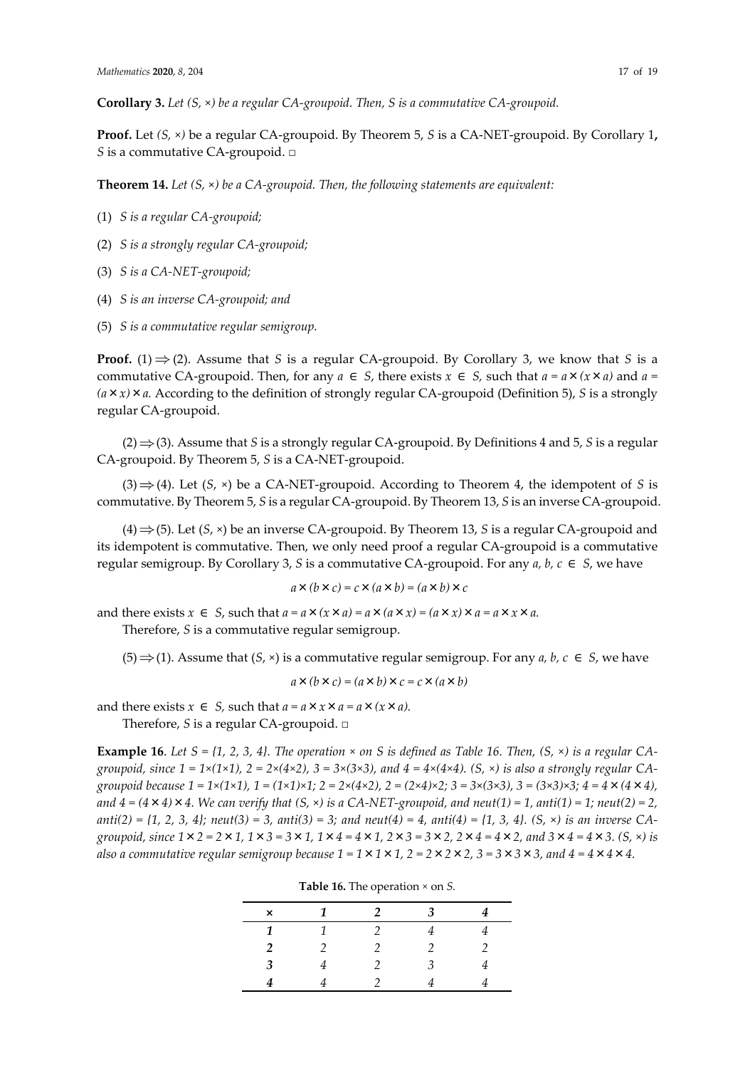**Corollary 3.** *Let $(S, \times)$ be a regular CA-groupoid. Then, S is a commutative CA-groupoid.*

**Proof.** Let $(S, \times)$ be a regular CA-groupoid. By Theorem 5, $S$ is a CA-NET-groupoid. By Corollary 1, $S$ is a commutative CA-groupoid. □

**Theorem 14.** *Let $(S, \times)$ be a CA-groupoid. Then, the following statements are equivalent:*

(1) *S is a regular CA-groupoid;*

(2) *S is a strongly regular CA-groupoid;*

(3) *S is a CA-NET-groupoid;*

(4) *S is an inverse CA-groupoid; and*

(5) *S is a commutative regular semigroup.*

**Proof.** (1) $\Rightarrow$ (2). Assume that $S$ is a regular CA-groupoid. By Corollary 3, we know that $S$ is a commutative CA-groupoid. Then, for any $a \in S$, there exists $x \in S$, such that $a = a \times (x \times a)$ and $a = (a \times x) \times a$. According to the definition of strongly regular CA-groupoid (Definition 5), $S$ is a strongly regular CA-groupoid.

(2) $\Rightarrow$ (3). Assume that $S$ is a strongly regular CA-groupoid. By Definitions 4 and 5, $S$ is a regular CA-groupoid. By Theorem 5, $S$ is a CA-NET-groupoid.

(3) $\Rightarrow$ (4). Let $(S, \times)$ be a CA-NET-groupoid. According to Theorem 4, the idempotent of $S$ is commutative. By Theorem 5, $S$ is a regular CA-groupoid. By Theorem 13, $S$ is an inverse CA-groupoid.

(4) $\Rightarrow$ (5). Let $(S, \times)$ be an inverse CA-groupoid. By Theorem 13, $S$ is a regular CA-groupoid and its idempotent is commutative. Then, we only need proof a regular CA-groupoid is a commutative regular semigroup. By Corollary 3, $S$ is a commutative CA-groupoid. For any $a, b, c \in S$, we have

$$a \times (b \times c) = c \times (a \times b) = (a \times b) \times c$$

and there exists $x \in S$, such that $a = a \times (x \times a) = a \times (a \times x) = (a \times x) \times a = a \times x \times a$.

Therefore, $S$ is a commutative regular semigroup.

(5) $\Rightarrow$ (1). Assume that $(S, \times)$ is a commutative regular semigroup. For any $a, b, c \in S$, we have

$$a \times (b \times c) = (a \times b) \times c = c \times (a \times b)$$

and there exists $x \in S$, such that $a = a \times x \times a = a \times (x \times a)$.

Therefore, $S$ is a regular CA-groupoid. □

**Example 16.** *Let $S = \{1, 2, 3, 4\}$. The operation $\times$ on $S$ is defined as Table 16. Then, $(S, \times)$ is a regular CA-groupoid, since $1 = 1\times(1\times1)$, $2 = 2\times(4\times2)$, $3 = 3\times(3\times3)$, and $4 = 4\times(4\times4)$. $(S, \times)$ is also a strongly regular CA-groupoid because $1 = 1\times(1\times1)$, $1 = (1\times1)\times1$; $2 = 2\times(4\times2)$, $2 = (2\times4)\times2$; $3 = 3\times(3\times3)$, $3 = (3\times3)\times3$; $4 = 4 \times (4 \times 4)$, and $4 = (4 \times 4) \times 4$. We can verify that $(S, \times)$ is a CA-NET-groupoid, and $neut(1) = 1$, $anti(1) = 1$; $neut(2) = 2$, $anti(2) = \{1, 2, 3, 4\}$; $neut(3) = 3$, $anti(3) = 3$; and $neut(4) = 4$, $anti(4) = \{1, 3, 4\}$. $(S, \times)$ is an inverse CA-groupoid, since $1 \times 2 = 2 \times 1$, $1 \times 3 = 3 \times 1$, $1 \times 4 = 4 \times 1$, $2 \times 3 = 3 \times 2$, $2 \times 4 = 4 \times 2$, and $3 \times 4 = 4 \times 3$. $(S, \times)$ is also a commutative regular semigroup because $1 = 1 \times 1 \times 1$, $2 = 2 \times 2 \times 2$, $3 = 3 \times 3 \times 3$, and $4 = 4 \times 4 \times 4$.*

**Table 16.** The operation $\times$ on $S$.

| × | 1 | 2 | 3 | 4 |
|---|---|---|---|---|
| **1** | 1 | 2 | 4 | 4 |
| **2** | 2 | 2 | 2 | 2 |
| **3** | 4 | 2 | 3 | 4 |
| **4** | 4 | 2 | 4 | 4 |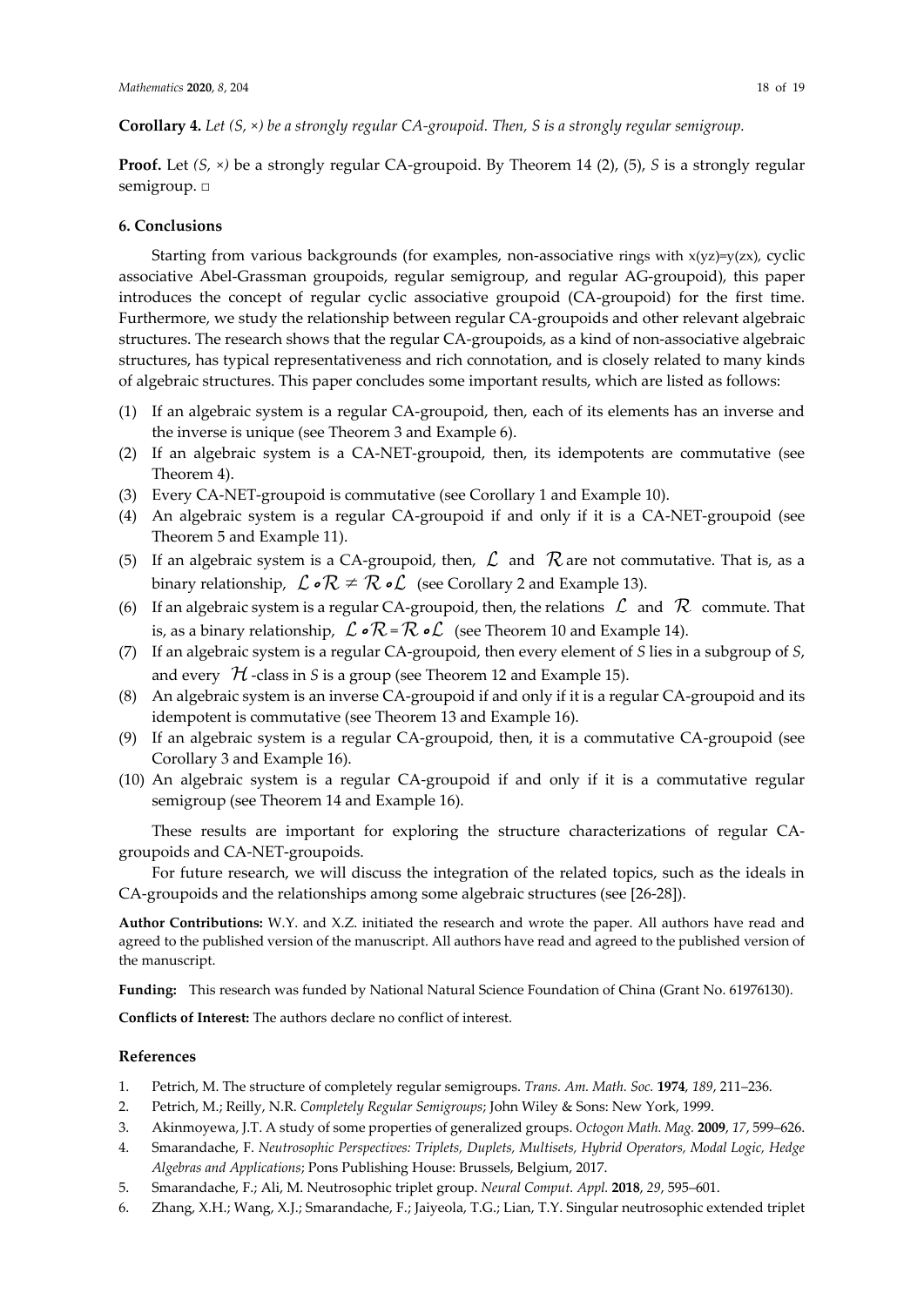**Corollary 4.** *Let (S, ×) be a strongly regular CA-groupoid. Then, S is a strongly regular semigroup.*

**Proof.** Let *(S, ×)* be a strongly regular CA-groupoid. By Theorem 14 (2), (5), *S* is a strongly regular semigroup. □

### 6. Conclusions

Starting from various backgrounds (for examples, non-associative rings with $x(yz)=y(zx)$, cyclic associative Abel-Grassman groupoids, regular semigroup, and regular AG-groupoid), this paper introduces the concept of regular cyclic associative groupoid (CA-groupoid) for the first time. Furthermore, we study the relationship between regular CA-groupoids and other relevant algebraic structures. The research shows that the regular CA-groupoids, as a kind of non-associative algebraic structures, has typical representativeness and rich connotation, and is closely related to many kinds of algebraic structures. This paper concludes some important results, which are listed as follows:

(1) If an algebraic system is a regular CA-groupoid, then, each of its elements has an inverse and the inverse is unique (see Theorem 3 and Example 6).
(2) If an algebraic system is a CA-NET-groupoid, then, its idempotents are commutative (see Theorem 4).
(3) Every CA-NET-groupoid is commutative (see Corollary 1 and Example 10).
(4) An algebraic system is a regular CA-groupoid if and only if it is a CA-NET-groupoid (see Theorem 5 and Example 11).
(5) If an algebraic system is a CA-groupoid, then, $\mathcal{L}$ and $\mathcal{R}$ are not commutative. That is, as a binary relationship, $\mathcal{L} \circ \mathcal{R} \neq \mathcal{R} \circ \mathcal{L}$ (see Corollary 2 and Example 13).
(6) If an algebraic system is a regular CA-groupoid, then, the relations $\mathcal{L}$ and $\mathcal{R}$ commute. That is, as a binary relationship, $\mathcal{L} \circ \mathcal{R} = \mathcal{R} \circ \mathcal{L}$ (see Theorem 10 and Example 14).
(7) If an algebraic system is a regular CA-groupoid, then every element of *S* lies in a subgroup of *S*, and every $\mathcal{H}$-class in *S* is a group (see Theorem 12 and Example 15).
(8) An algebraic system is an inverse CA-groupoid if and only if it is a regular CA-groupoid and its idempotent is commutative (see Theorem 13 and Example 16).
(9) If an algebraic system is a regular CA-groupoid, then, it is a commutative CA-groupoid (see Corollary 3 and Example 16).
(10) An algebraic system is a regular CA-groupoid if and only if it is a commutative regular semigroup (see Theorem 14 and Example 16).

These results are important for exploring the structure characterizations of regular CA-groupoids and CA-NET-groupoids.

For future research, we will discuss the integration of the related topics, such as the ideals in CA-groupoids and the relationships among some algebraic structures (see [26-28]).

**Author Contributions:** W.Y. and X.Z. initiated the research and wrote the paper. All authors have read and agreed to the published version of the manuscript. All authors have read and agreed to the published version of the manuscript.

**Funding:** This research was funded by National Natural Science Foundation of China (Grant No. 61976130).

**Conflicts of Interest:** The authors declare no conflict of interest.

## References

1. Petrich, M. The structure of completely regular semigroups. *Trans. Am. Math. Soc.* **1974**, *189*, 211–236.
2. Petrich, M.; Reilly, N.R. *Completely Regular Semigroups*; John Wiley & Sons: New York, 1999.
3. Akinmoyewa, J.T. A study of some properties of generalized groups. *Octogon Math. Mag.* **2009**, *17*, 599–626.
4. Smarandache, F. *Neutrosophic Perspectives: Triplets, Duplets, Multisets, Hybrid Operators, Modal Logic, Hedge Algebras and Applications*; Pons Publishing House: Brussels, Belgium, 2017.
5. Smarandache, F.; Ali, M. Neutrosophic triplet group. *Neural Comput. Appl.* **2018**, *29*, 595–601.
6. Zhang, X.H.; Wang, X.J.; Smarandache, F.; Jaiyeola, T.G.; Lian, T.Y. Singular neutrosophic extended triplet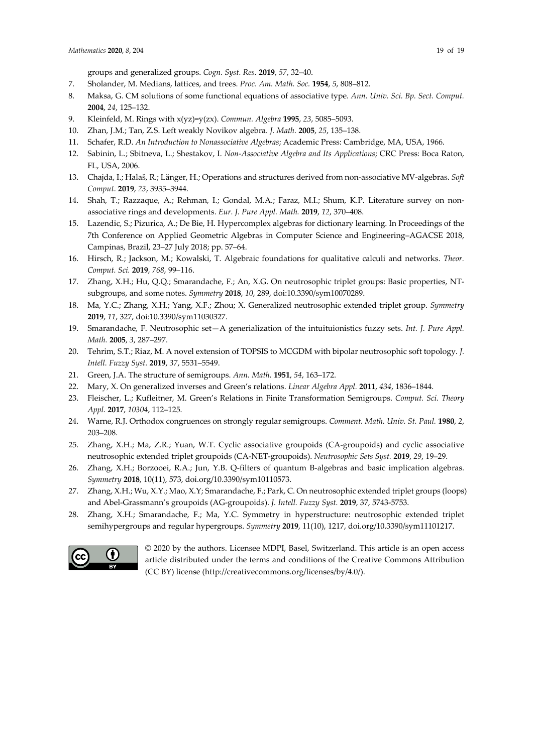groups and generalized groups. *Cogn. Syst. Res.* **2019**, *57*, 32–40.

7. Sholander, M. Medians, lattices, and trees. *Proc. Am. Math. Soc.* **1954**, *5*, 808–812.
8. Maksa, G. CM solutions of some functional equations of associative type. *Ann. Univ. Sci. Bp. Sect. Comput.* **2004**, *24*, 125–132.
9. Kleinfeld, M. Rings with x(yz)=y(zx). *Commun. Algebra* **1995**, *23*, 5085–5093.
10. Zhan, J.M.; Tan, Z.S. Left weakly Novikov algebra. *J. Math.* **2005**, *25*, 135–138.
11. Schafer, R.D. *An Introduction to Nonassociative Algebras*; Academic Press: Cambridge, MA, USA, 1966.
12. Sabinin, L.; Sbitneva, L.; Shestakov, I. *Non-Associative Algebra and Its Applications*; CRC Press: Boca Raton, FL, USA, 2006.
13. Chajda, I.; Halaš, R.; Länger, H.; Operations and structures derived from non-associative MV-algebras. *Soft Comput*. **2019**, *23*, 3935–3944.
14. Shah, T.; Razzaque, A.; Rehman, I.; Gondal, M.A.; Faraz, M.I.; Shum, K.P. Literature survey on non-associative rings and developments. *Eur. J. Pure Appl. Math.* **2019**, *12*, 370–408.
15. Lazendic, S.; Pizurica, A.; De Bie, H. Hypercomplex algebras for dictionary learning. In Proceedings of the 7th Conference on Applied Geometric Algebras in Computer Science and Engineering–AGACSE 2018, Campinas, Brazil, 23–27 July 2018; pp. 57–64.
16. Hirsch, R.; Jackson, M.; Kowalski, T. Algebraic foundations for qualitative calculi and networks. *Theor. Comput. Sci.* **2019**, *768*, 99–116.
17. Zhang, X.H.; Hu, Q.Q.; Smarandache, F.; An, X.G. On neutrosophic triplet groups: Basic properties, NT-subgroups, and some notes. *Symmetry* **2018**, *10*, 289, doi:10.3390/sym10070289.
18. Ma, Y.C.; Zhang, X.H.; Yang, X.F.; Zhou; X. Generalized neutrosophic extended triplet group. *Symmetry* **2019**, *11*, 327, doi:10.3390/sym11030327.
19. Smarandache, F. Neutrosophic set—A generialization of the intuituionistics fuzzy sets. *Int. J. Pure Appl. Math.* **2005**, *3*, 287–297.
20. Tehrim, S.T.; Riaz, M. A novel extension of TOPSIS to MCGDM with bipolar neutrosophic soft topology. *J. Intell. Fuzzy Syst.* **2019**, *37*, 5531–5549.
21. Green, J.A. The structure of semigroups. *Ann. Math.* **1951**, *54*, 163–172.
22. Mary, X. On generalized inverses and Green's relations. *Linear Algebra Appl.* **2011**, *434*, 1836–1844.
23. Fleischer, L.; Kufleitner, M. Green's Relations in Finite Transformation Semigroups. *Comput. Sci. Theory Appl.* **2017**, *10304*, 112–125.
24. Warne, R.J. Orthodox congruences on strongly regular semigroups. *Comment. Math. Univ. St. Paul.* **1980**, *2*, 203–208.
25. Zhang, X.H.; Ma, Z.R.; Yuan, W.T. Cyclic associative groupoids (CA-groupoids) and cyclic associative neutrosophic extended triplet groupoids (CA-NET-groupoids). *Neutrosophic Sets Syst.* **2019**, *29*, 19–29.
26. Zhang, X.H.; Borzooei, R.A.; Jun, Y.B. Q-filters of quantum B-algebras and basic implication algebras. *Symmetry* **2018**, 10(11), 573, doi.org/10.3390/sym10110573.
27. Zhang, X.H.; Wu, X.Y.; Mao, X.Y; Smarandache, F.; Park, C. On neutrosophic extended triplet groups (loops) and Abel-Grassmann's groupoids (AG-groupoids). *J. Intell. Fuzzy Syst.* **2019**, 37, 5743-5753.
28. Zhang, X.H.; Smarandache, F.; Ma, Y.C. Symmetry in hyperstructure: neutrosophic extended triplet semihypergroups and regular hypergroups. *Symmetry* **2019**, 11(10), 1217, doi.org/10.3390/sym11101217.

© 2020 by the authors. Licensee MDPI, Basel, Switzerland. This article is an open access article distributed under the terms and conditions of the Creative Commons Attribution (CC BY) license (http://creativecommons.org/licenses/by/4.0/).